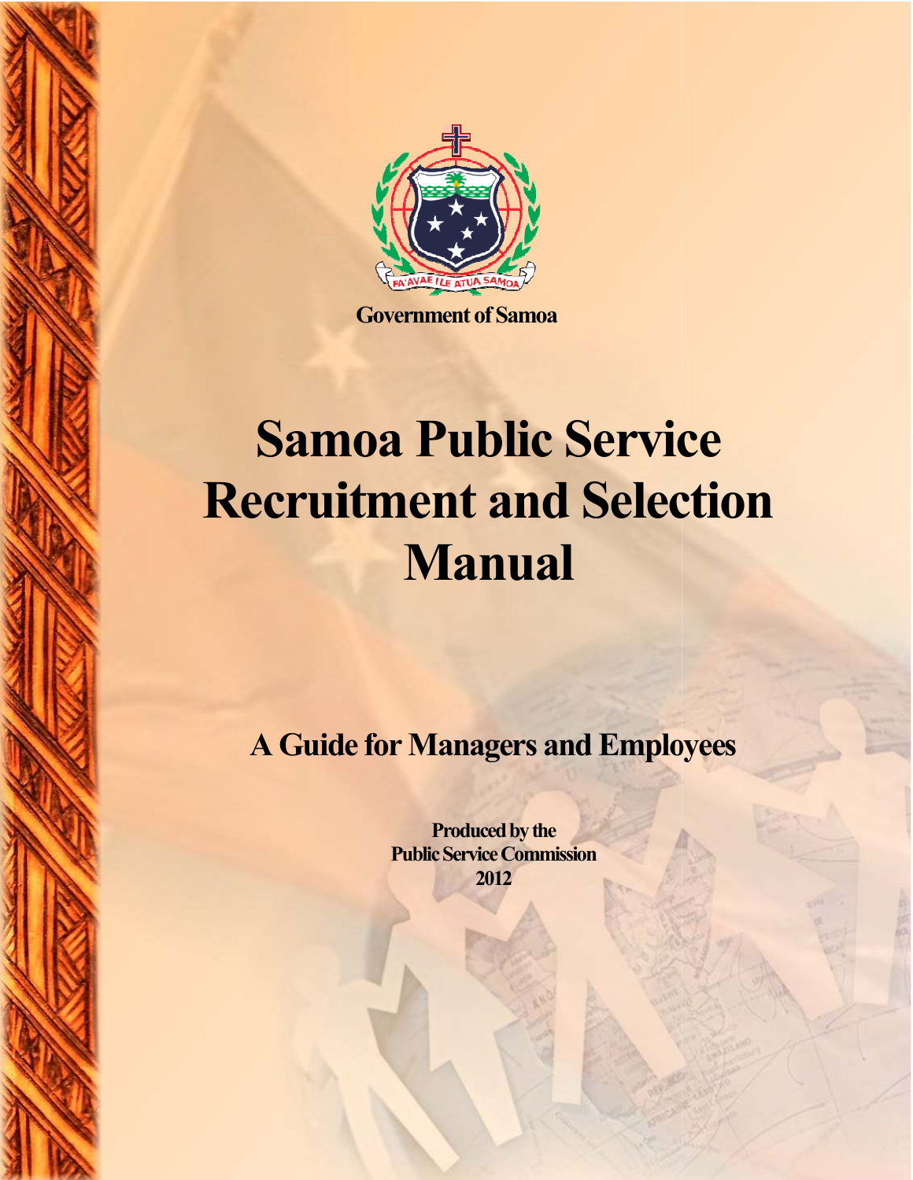FA'AVAE I LE ATUA SAMOA

Government of Samoa

# Samoa Public Service Recruitment and Selection Manual

## A Guide for Managers and Employees

**Produced by the**
**Public Service Commission**
**2012**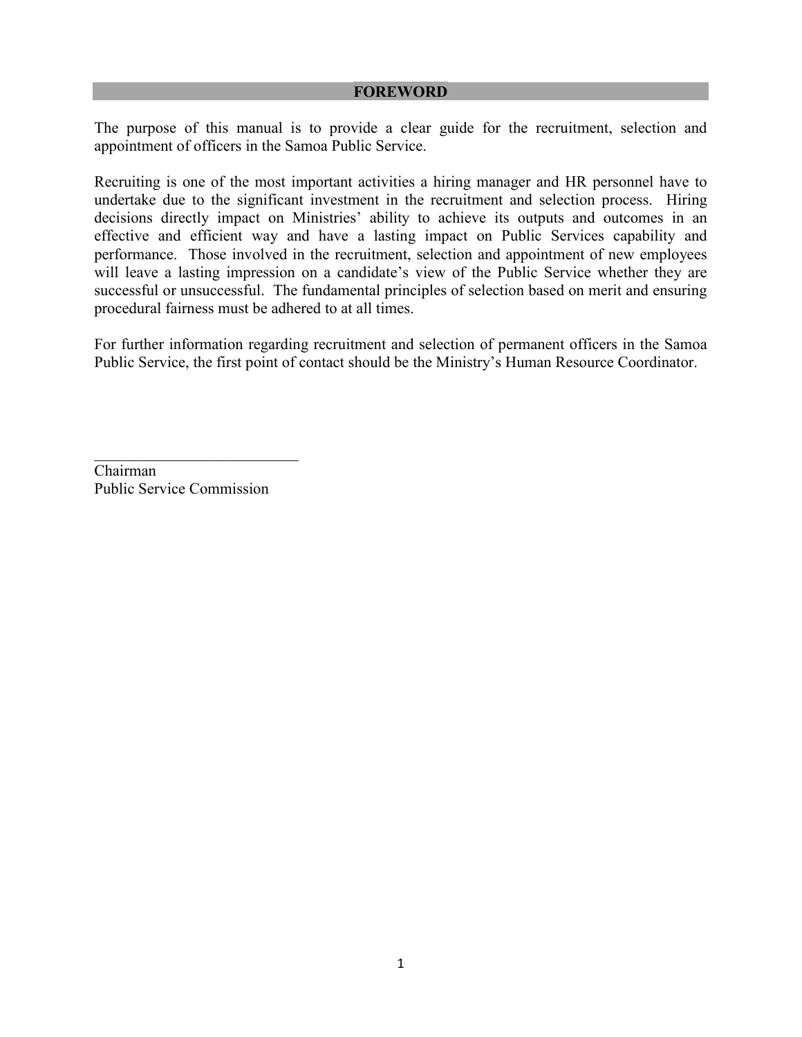# FOREWORD

The purpose of this manual is to provide a clear guide for the recruitment, selection and appointment of officers in the Samoa Public Service.

Recruiting is one of the most important activities a hiring manager and HR personnel have to undertake due to the significant investment in the recruitment and selection process. Hiring decisions directly impact on Ministries' ability to achieve its outputs and outcomes in an effective and efficient way and have a lasting impact on Public Services capability and performance. Those involved in the recruitment, selection and appointment of new employees will leave a lasting impression on a candidate's view of the Public Service whether they are successful or unsuccessful. The fundamental principles of selection based on merit and ensuring procedural fairness must be adhered to at all times.

For further information regarding recruitment and selection of permanent officers in the Samoa Public Service, the first point of contact should be the Ministry's Human Resource Coordinator.

\_\_\_\_\_\_\_\_\_\_\_\_\_\_\_\_\_\_\_\_\_\_\_\_\_\_

Chairman
Public Service Commission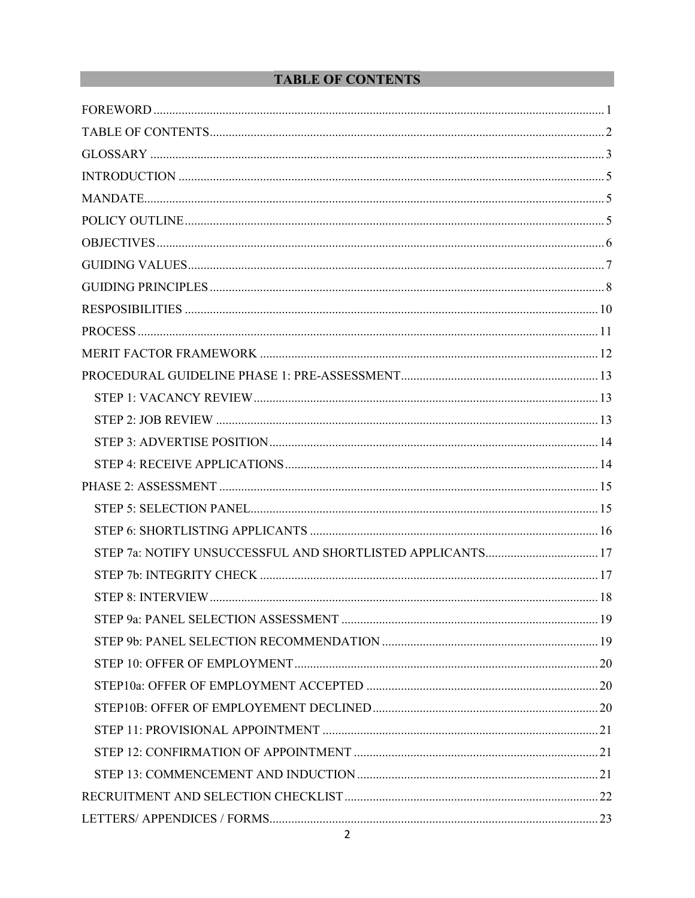# TABLE OF CONTENTS

FOREWORD ... 1

TABLE OF CONTENTS ... 2

GLOSSARY ... 3

INTRODUCTION ... 5

MANDATE ... 5

POLICY OUTLINE ... 5

OBJECTIVES ... 6

GUIDING VALUES ... 7

GUIDING PRINCIPLES ... 8

RESPOSIBILITIES ... 10

PROCESS ... 11

MERIT FACTOR FRAMEWORK ... 12

PROCEDURAL GUIDELINE PHASE 1: PRE-ASSESSMENT ... 13

- STEP 1: VACANCY REVIEW ... 13
- STEP 2: JOB REVIEW ... 13
- STEP 3: ADVERTISE POSITION ... 14
- STEP 4: RECEIVE APPLICATIONS ... 14

PHASE 2: ASSESSMENT ... 15

- STEP 5: SELECTION PANEL ... 15
- STEP 6: SHORTLISTING APPLICANTS ... 16
- STEP 7a: NOTIFY UNSUCCESSFUL AND SHORTLISTED APPLICANTS ... 17
- STEP 7b: INTEGRITY CHECK ... 17
- STEP 8: INTERVIEW ... 18
- STEP 9a: PANEL SELECTION ASSESSMENT ... 19
- STEP 9b: PANEL SELECTION RECOMMENDATION ... 19
- STEP 10: OFFER OF EMPLOYMENT ... 20
- STEP10a: OFFER OF EMPLOYMENT ACCEPTED ... 20
- STEP10B: OFFER OF EMPLOYEMENT DECLINED ... 20
- STEP 11: PROVISIONAL APPOINTMENT ... 21
- STEP 12: CONFIRMATION OF APPOINTMENT ... 21
- STEP 13: COMMENCEMENT AND INDUCTION ... 21

RECRUITMENT AND SELECTION CHECKLIST ... 22

LETTERS/ APPENDICES / FORMS ... 23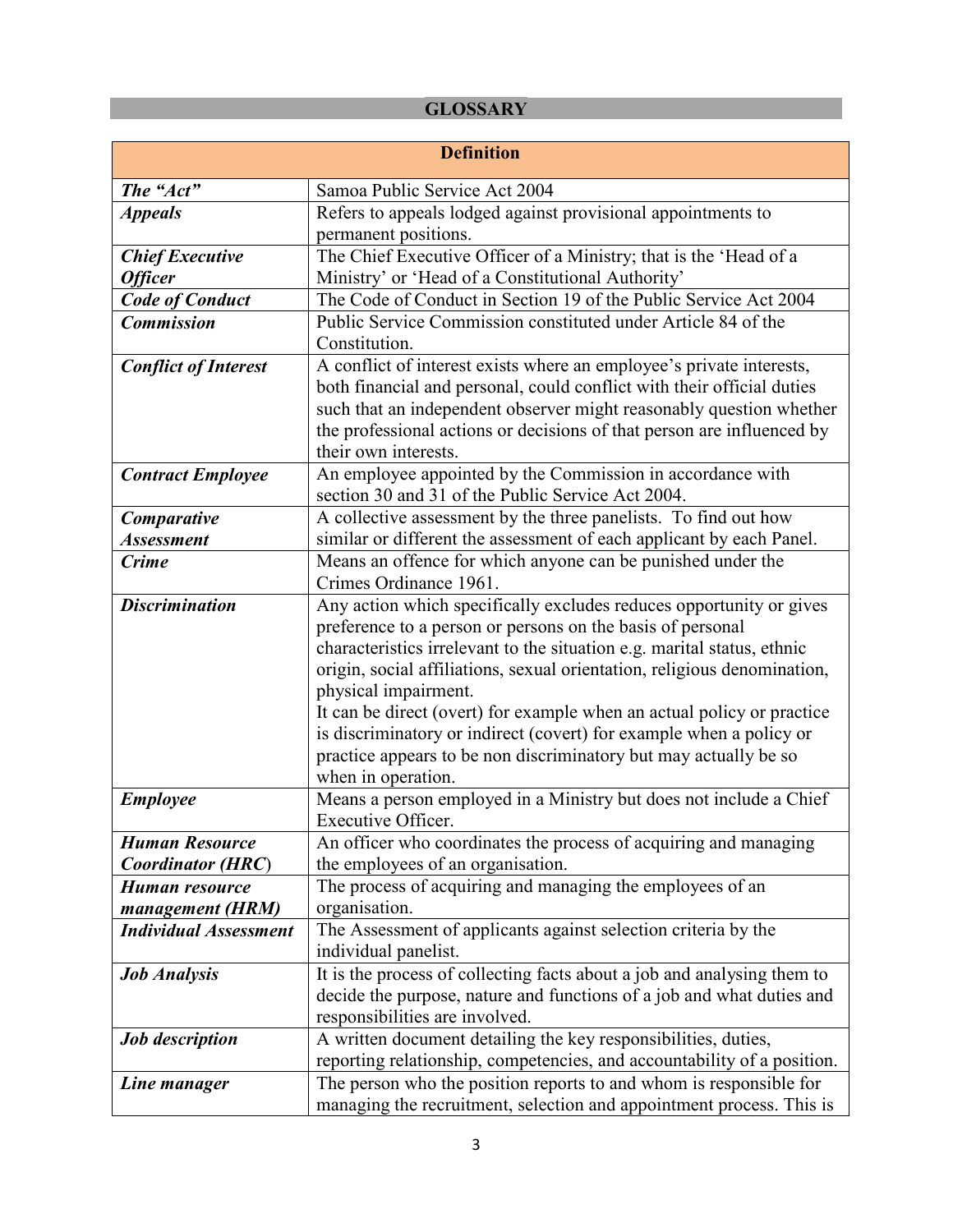## GLOSSARY

| Definition | |
|---|---|
| ***The "Act"*** | Samoa Public Service Act 2004 |
| ***Appeals*** | Refers to appeals lodged against provisional appointments to permanent positions. |
| ***Chief Executive Officer*** | The Chief Executive Officer of a Ministry; that is the 'Head of a Ministry' or 'Head of a Constitutional Authority' |
| ***Code of Conduct*** | The Code of Conduct in Section 19 of the Public Service Act 2004 |
| ***Commission*** | Public Service Commission constituted under Article 84 of the Constitution. |
| ***Conflict of Interest*** | A conflict of interest exists where an employee's private interests, both financial and personal, could conflict with their official duties such that an independent observer might reasonably question whether the professional actions or decisions of that person are influenced by their own interests. |
| ***Contract Employee*** | An employee appointed by the Commission in accordance with section 30 and 31 of the Public Service Act 2004. |
| ***Comparative Assessment*** | A collective assessment by the three panelists. To find out how similar or different the assessment of each applicant by each Panel. |
| ***Crime*** | Means an offence for which anyone can be punished under the Crimes Ordinance 1961. |
| ***Discrimination*** | Any action which specifically excludes reduces opportunity or gives preference to a person or persons on the basis of personal characteristics irrelevant to the situation e.g. marital status, ethnic origin, social affiliations, sexual orientation, religious denomination, physical impairment.<br>It can be direct (overt) for example when an actual policy or practice is discriminatory or indirect (covert) for example when a policy or practice appears to be non discriminatory but may actually be so when in operation. |
| ***Employee*** | Means a person employed in a Ministry but does not include a Chief Executive Officer. |
| ***Human Resource Coordinator (HRC)*** | An officer who coordinates the process of acquiring and managing the employees of an organisation. |
| ***Human resource management (HRM)*** | The process of acquiring and managing the employees of an organisation. |
| ***Individual Assessment*** | The Assessment of applicants against selection criteria by the individual panelist. |
| ***Job Analysis*** | It is the process of collecting facts about a job and analysing them to decide the purpose, nature and functions of a job and what duties and responsibilities are involved. |
| ***Job description*** | A written document detailing the key responsibilities, duties, reporting relationship, competencies, and accountability of a position. |
| ***Line manager*** | The person who the position reports to and whom is responsible for managing the recruitment, selection and appointment process. This is |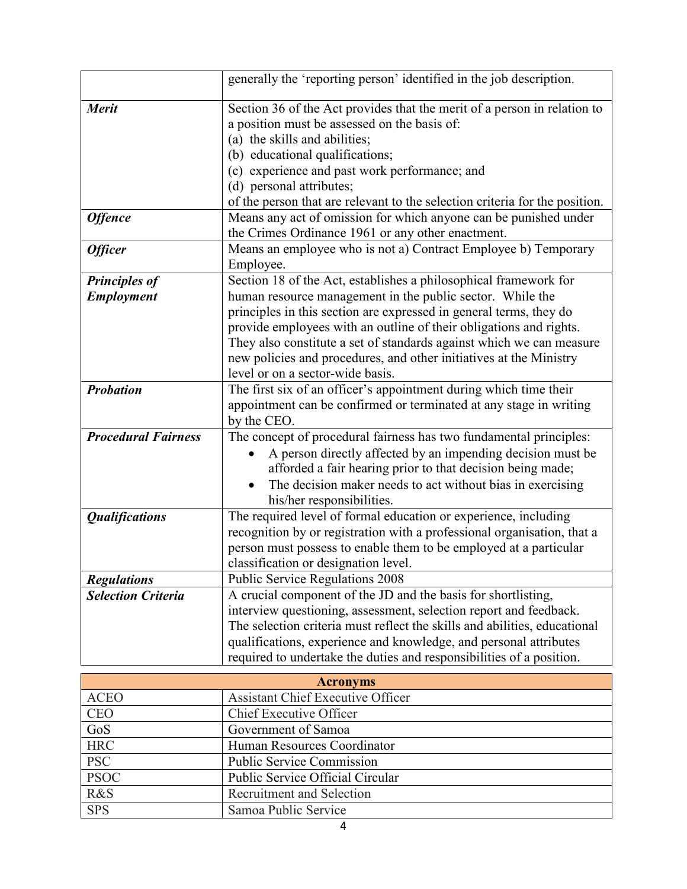| | |
|---|---|
| | generally the 'reporting person' identified in the job description. |
| ***Merit*** | Section 36 of the Act provides that the merit of a person in relation to a position must be assessed on the basis of:<br>(a) the skills and abilities;<br>(b) educational qualifications;<br>(c) experience and past work performance; and<br>(d) personal attributes;<br>of the person that are relevant to the selection criteria for the position. |
| ***Offence*** | Means any act of omission for which anyone can be punished under the Crimes Ordinance 1961 or any other enactment. |
| ***Officer*** | Means an employee who is not a) Contract Employee b) Temporary Employee. |
| ***Principles of Employment*** | Section 18 of the Act, establishes a philosophical framework for human resource management in the public sector. While the principles in this section are expressed in general terms, they do provide employees with an outline of their obligations and rights. They also constitute a set of standards against which we can measure new policies and procedures, and other initiatives at the Ministry level or on a sector-wide basis. |
| ***Probation*** | The first six of an officer's appointment during which time their appointment can be confirmed or terminated at any stage in writing by the CEO. |
| ***Procedural Fairness*** | The concept of procedural fairness has two fundamental principles:<br>• A person directly affected by an impending decision must be afforded a fair hearing prior to that decision being made;<br>• The decision maker needs to act without bias in exercising his/her responsibilities. |
| ***Qualifications*** | The required level of formal education or experience, including recognition by or registration with a professional organisation, that a person must possess to enable them to be employed at a particular classification or designation level. |
| ***Regulations*** | Public Service Regulations 2008 |
| ***Selection Criteria*** | A crucial component of the JD and the basis for shortlisting, interview questioning, assessment, selection report and feedback. The selection criteria must reflect the skills and abilities, educational qualifications, experience and knowledge, and personal attributes required to undertake the duties and responsibilities of a position. |

| **Acronyms** | |
|---|---|
| ACEO | Assistant Chief Executive Officer |
| CEO | Chief Executive Officer |
| GoS | Government of Samoa |
| HRC | Human Resources Coordinator |
| PSC | Public Service Commission |
| PSOC | Public Service Official Circular |
| R&S | Recruitment and Selection |
| SPS | Samoa Public Service |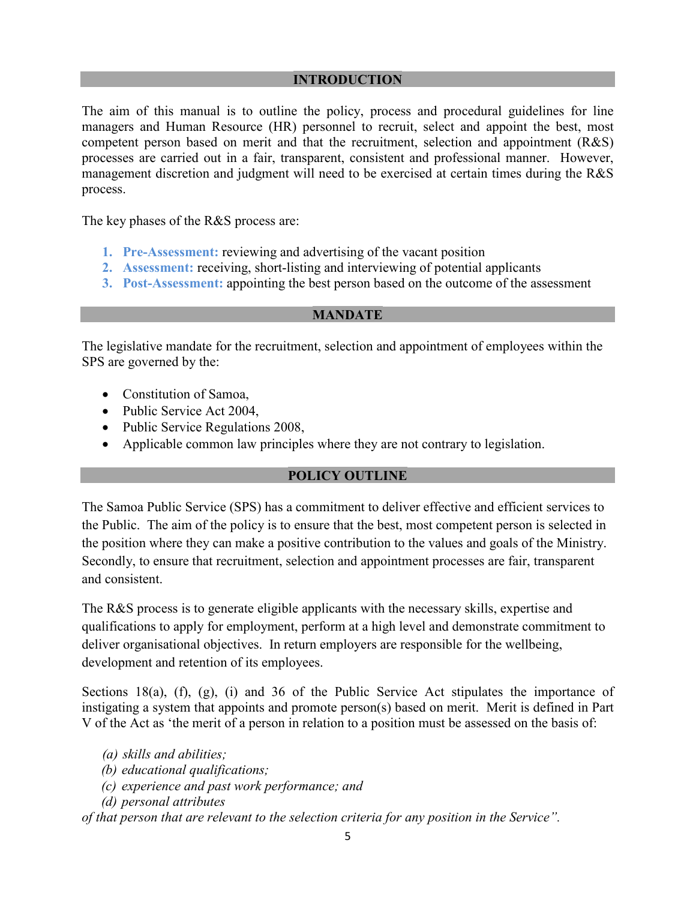## INTRODUCTION

The aim of this manual is to outline the policy, process and procedural guidelines for line managers and Human Resource (HR) personnel to recruit, select and appoint the best, most competent person based on merit and that the recruitment, selection and appointment (R&S) processes are carried out in a fair, transparent, consistent and professional manner. However, management discretion and judgment will need to be exercised at certain times during the R&S process.

The key phases of the R&S process are:

1. **Pre-Assessment:** reviewing and advertising of the vacant position
2. **Assessment:** receiving, short-listing and interviewing of potential applicants
3. **Post-Assessment:** appointing the best person based on the outcome of the assessment

## MANDATE

The legislative mandate for the recruitment, selection and appointment of employees within the SPS are governed by the:

- Constitution of Samoa,
- Public Service Act 2004,
- Public Service Regulations 2008,
- Applicable common law principles where they are not contrary to legislation.

## POLICY OUTLINE

The Samoa Public Service (SPS) has a commitment to deliver effective and efficient services to the Public. The aim of the policy is to ensure that the best, most competent person is selected in the position where they can make a positive contribution to the values and goals of the Ministry. Secondly, to ensure that recruitment, selection and appointment processes are fair, transparent and consistent.

The R&S process is to generate eligible applicants with the necessary skills, expertise and qualifications to apply for employment, perform at a high level and demonstrate commitment to deliver organisational objectives. In return employers are responsible for the wellbeing, development and retention of its employees.

Sections 18(a), (f), (g), (i) and 36 of the Public Service Act stipulates the importance of instigating a system that appoints and promote person(s) based on merit. Merit is defined in Part V of the Act as 'the merit of a person in relation to a position must be assessed on the basis of:

*(a) skills and abilities;*
*(b) educational qualifications;*
*(c) experience and past work performance; and*
*(d) personal attributes*

*of that person that are relevant to the selection criteria for any position in the Service".*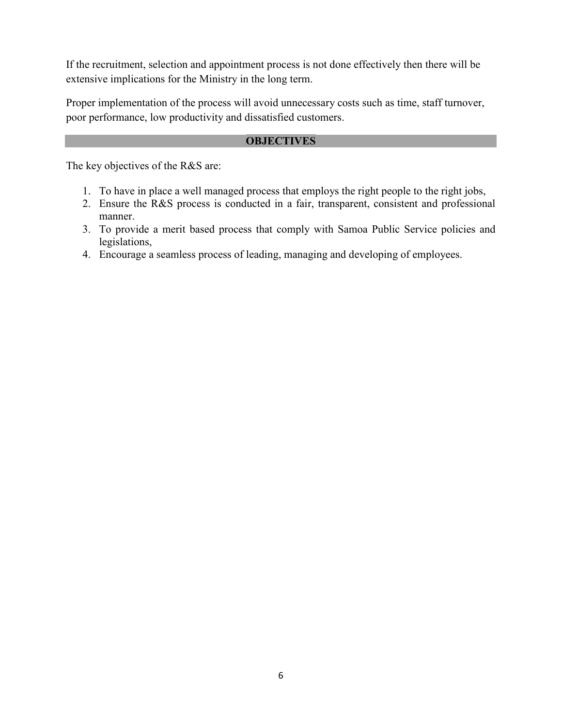If the recruitment, selection and appointment process is not done effectively then there will be extensive implications for the Ministry in the long term.

Proper implementation of the process will avoid unnecessary costs such as time, staff turnover, poor performance, low productivity and dissatisfied customers.

## OBJECTIVES

The key objectives of the R&S are:

1. To have in place a well managed process that employs the right people to the right jobs,
2. Ensure the R&S process is conducted in a fair, transparent, consistent and professional manner.
3. To provide a merit based process that comply with Samoa Public Service policies and legislations,
4. Encourage a seamless process of leading, managing and developing of employees.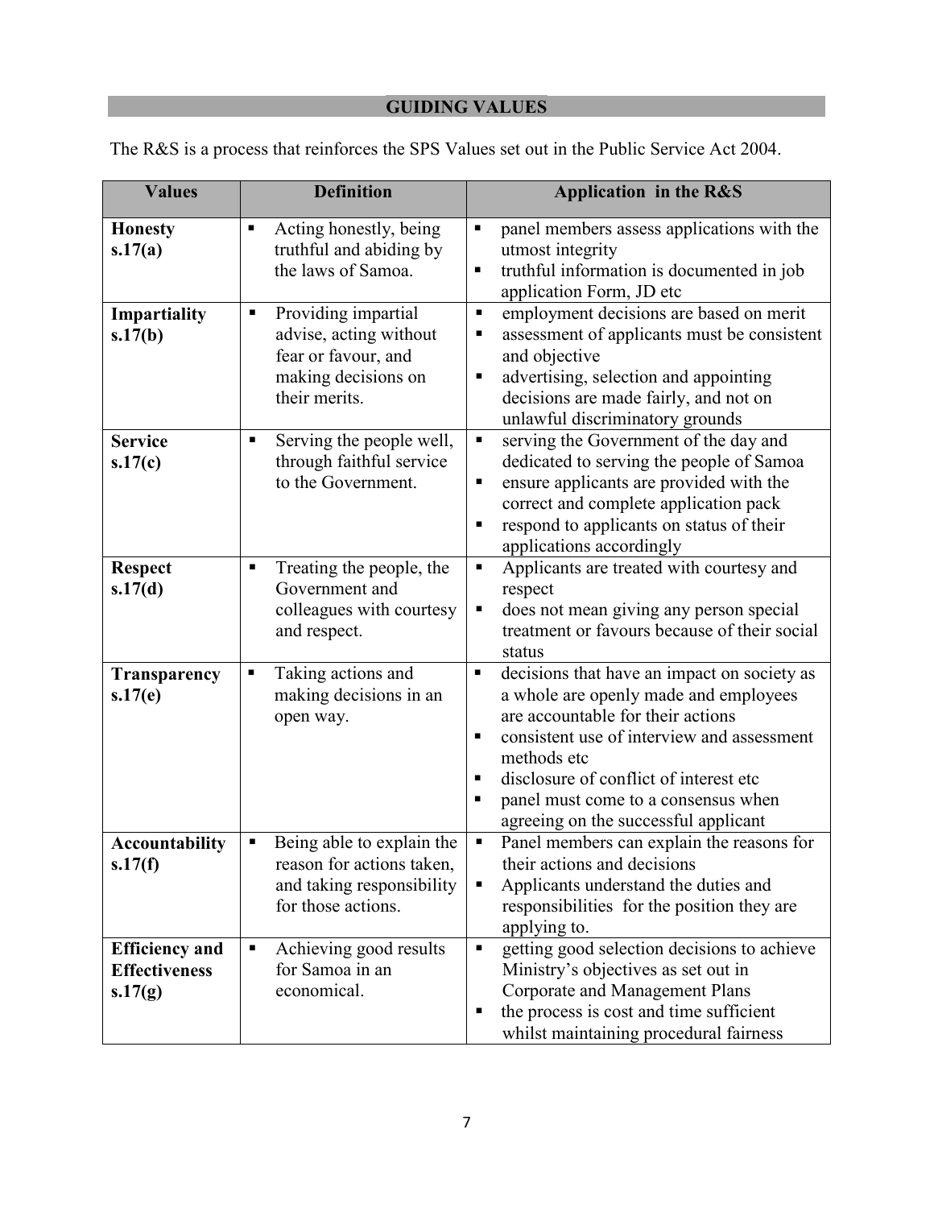## GUIDING VALUES

The R&S is a process that reinforces the SPS Values set out in the Public Service Act 2004.

| Values | Definition | Application in the R&S |
|---|---|---|
| **Honesty s.17(a)** | ▪ Acting honestly, being truthful and abiding by the laws of Samoa. | ▪ panel members assess applications with the utmost integrity<br>▪ truthful information is documented in job application Form, JD etc |
| **Impartiality s.17(b)** | ▪ Providing impartial advise, acting without fear or favour, and making decisions on their merits. | ▪ employment decisions are based on merit<br>▪ assessment of applicants must be consistent and objective<br>▪ advertising, selection and appointing decisions are made fairly, and not on unlawful discriminatory grounds |
| **Service s.17(c)** | ▪ Serving the people well, through faithful service to the Government. | ▪ serving the Government of the day and dedicated to serving the people of Samoa<br>▪ ensure applicants are provided with the correct and complete application pack<br>▪ respond to applicants on status of their applications accordingly |
| **Respect s.17(d)** | ▪ Treating the people, the Government and colleagues with courtesy and respect. | ▪ Applicants are treated with courtesy and respect<br>▪ does not mean giving any person special treatment or favours because of their social status |
| **Transparency s.17(e)** | ▪ Taking actions and making decisions in an open way. | ▪ decisions that have an impact on society as a whole are openly made and employees are accountable for their actions<br>▪ consistent use of interview and assessment methods etc<br>▪ disclosure of conflict of interest etc<br>▪ panel must come to a consensus when agreeing on the successful applicant |
| **Accountability s.17(f)** | ▪ Being able to explain the reason for actions taken, and taking responsibility for those actions. | ▪ Panel members can explain the reasons for their actions and decisions<br>▪ Applicants understand the duties and responsibilities for the position they are applying to. |
| **Efficiency and Effectiveness s.17(g)** | ▪ Achieving good results for Samoa in an economical. | ▪ getting good selection decisions to achieve Ministry's objectives as set out in Corporate and Management Plans<br>▪ the process is cost and time sufficient whilst maintaining procedural fairness |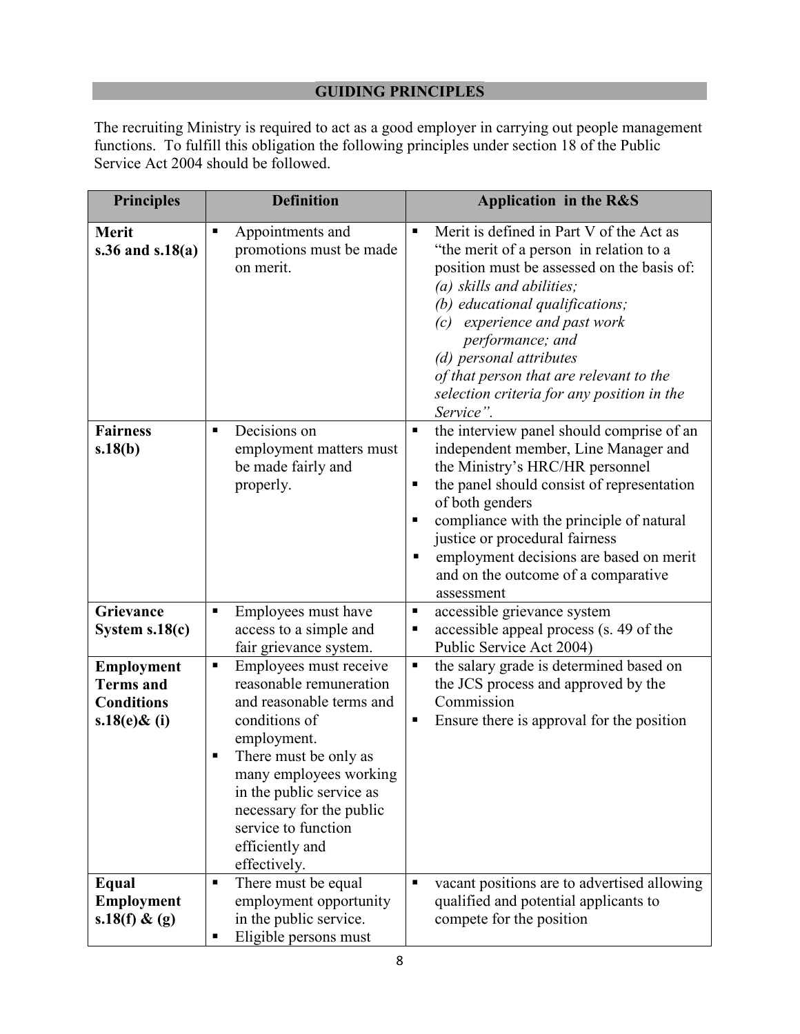## GUIDING PRINCIPLES

The recruiting Ministry is required to act as a good employer in carrying out people management functions. To fulfill this obligation the following principles under section 18 of the Public Service Act 2004 should be followed.

| Principles | Definition | Application in the R&S |
|---|---|---|
| **Merit s.36 and s.18(a)** | ▪ Appointments and promotions must be made on merit. | ▪ Merit is defined in Part V of the Act as "the merit of a person in relation to a position must be assessed on the basis of: *(a) skills and abilities; (b) educational qualifications; (c) experience and past work performance; and (d) personal attributes of that person that are relevant to the selection criteria for any position in the Service".* |
| **Fairness s.18(b)** | ▪ Decisions on employment matters must be made fairly and properly. | ▪ the interview panel should comprise of an independent member, Line Manager and the Ministry's HRC/HR personnel<br>▪ the panel should consist of representation of both genders<br>▪ compliance with the principle of natural justice or procedural fairness<br>▪ employment decisions are based on merit and on the outcome of a comparative assessment |
| **Grievance System s.18(c)** | ▪ Employees must have access to a simple and fair grievance system. | ▪ accessible grievance system<br>▪ accessible appeal process (s. 49 of the Public Service Act 2004) |
| **Employment Terms and Conditions s.18(e)& (i)** | ▪ Employees must receive reasonable remuneration and reasonable terms and conditions of employment.<br>▪ There must be only as many employees working in the public service as necessary for the public service to function efficiently and effectively. | ▪ the salary grade is determined based on the JCS process and approved by the Commission<br>▪ Ensure there is approval for the position |
| **Equal Employment s.18(f) & (g)** | ▪ There must be equal employment opportunity in the public service.<br>▪ Eligible persons must | ▪ vacant positions are to advertised allowing qualified and potential applicants to compete for the position |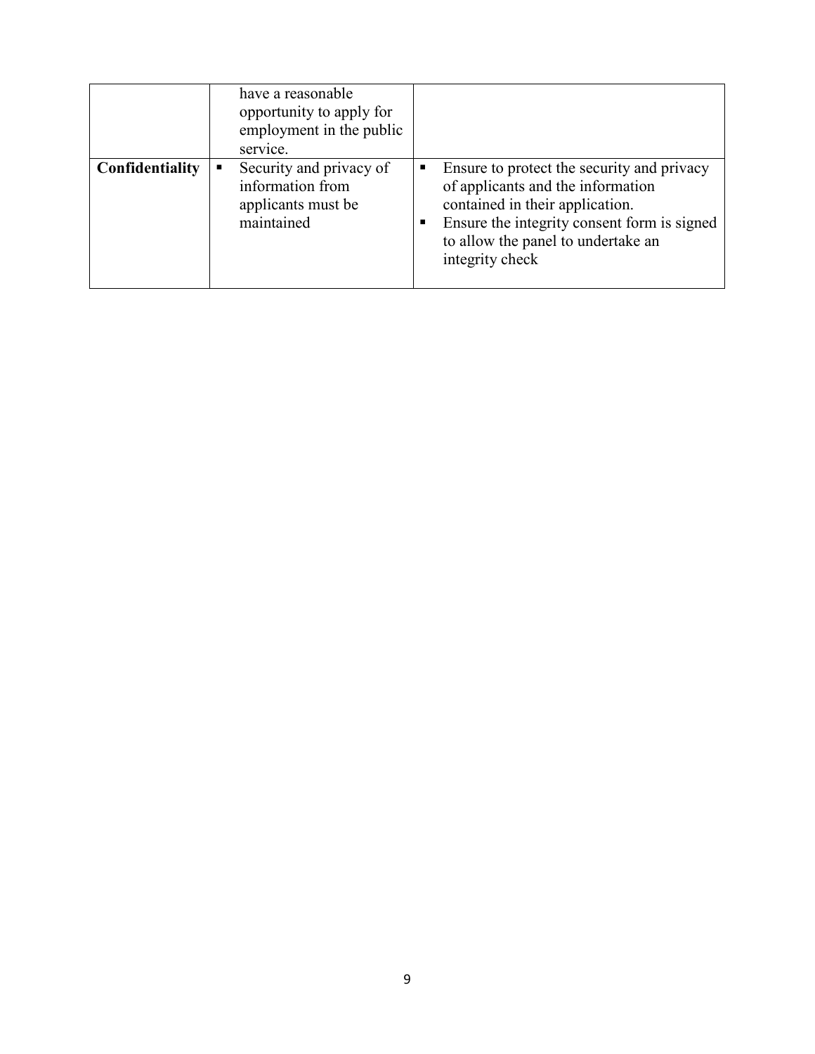| | | |
|---|---|---|
| | have a reasonable opportunity to apply for employment in the public service. | |
| **Confidentiality** | ▪ Security and privacy of information from applicants must be maintained | ▪ Ensure to protect the security and privacy of applicants and the information contained in their application.<br>▪ Ensure the integrity consent form is signed to allow the panel to undertake an integrity check |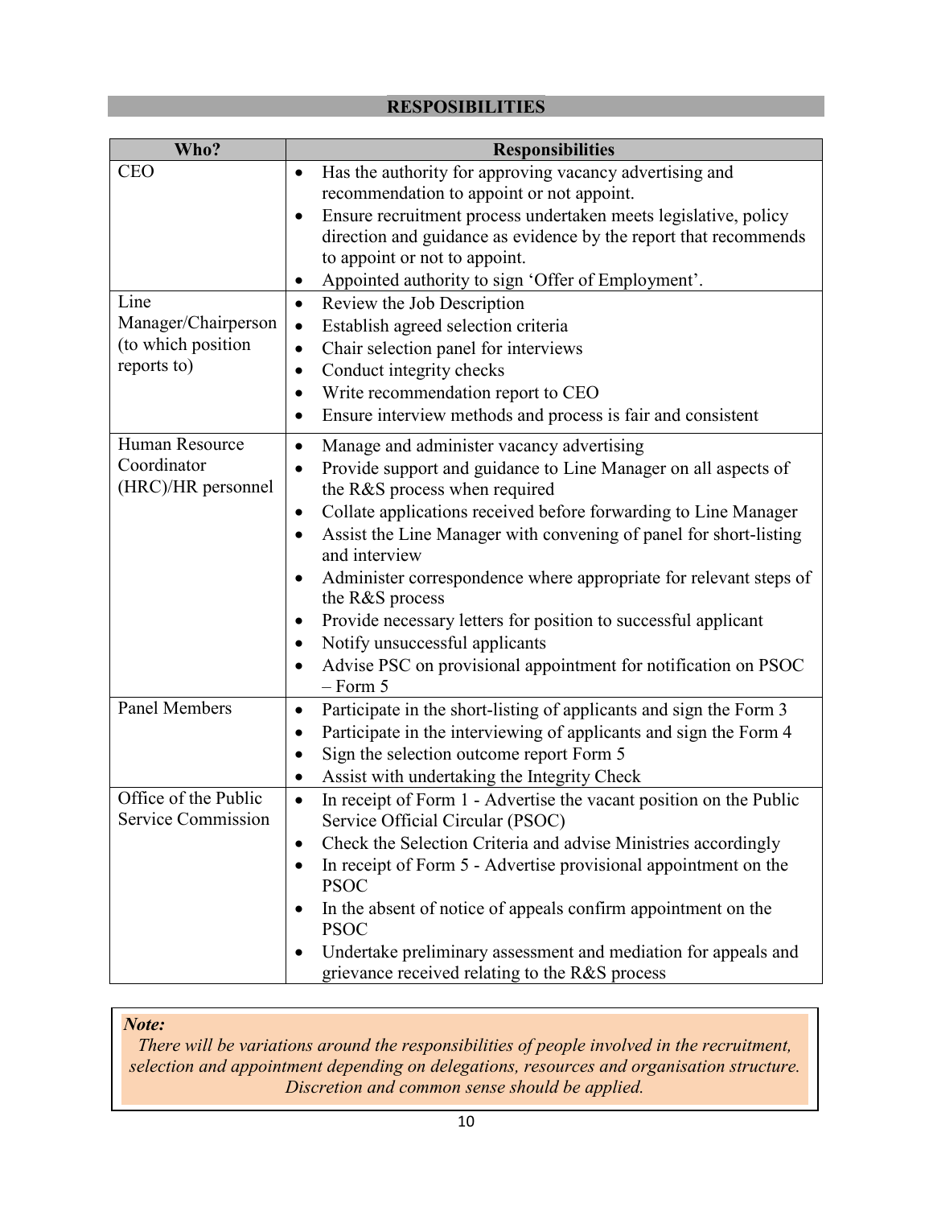## RESPOSIBILITIES

| Who? | Responsibilities |
|---|---|
| CEO | • Has the authority for approving vacancy advertising and recommendation to appoint or not appoint.<br>• Ensure recruitment process undertaken meets legislative, policy direction and guidance as evidence by the report that recommends to appoint or not to appoint.<br>• Appointed authority to sign 'Offer of Employment'. |
| Line Manager/Chairperson (to which position reports to) | • Review the Job Description<br>• Establish agreed selection criteria<br>• Chair selection panel for interviews<br>• Conduct integrity checks<br>• Write recommendation report to CEO<br>• Ensure interview methods and process is fair and consistent |
| Human Resource Coordinator (HRC)/HR personnel | • Manage and administer vacancy advertising<br>• Provide support and guidance to Line Manager on all aspects of the R&S process when required<br>• Collate applications received before forwarding to Line Manager<br>• Assist the Line Manager with convening of panel for short-listing and interview<br>• Administer correspondence where appropriate for relevant steps of the R&S process<br>• Provide necessary letters for position to successful applicant<br>• Notify unsuccessful applicants<br>• Advise PSC on provisional appointment for notification on PSOC – Form 5 |
| Panel Members | • Participate in the short-listing of applicants and sign the Form 3<br>• Participate in the interviewing of applicants and sign the Form 4<br>• Sign the selection outcome report Form 5<br>• Assist with undertaking the Integrity Check |
| Office of the Public Service Commission | • In receipt of Form 1 - Advertise the vacant position on the Public Service Official Circular (PSOC)<br>• Check the Selection Criteria and advise Ministries accordingly<br>• In receipt of Form 5 - Advertise provisional appointment on the PSOC<br>• In the absent of notice of appeals confirm appointment on the PSOC<br>• Undertake preliminary assessment and mediation for appeals and grievance received relating to the R&S process |

***Note:***

*There will be variations around the responsibilities of people involved in the recruitment, selection and appointment depending on delegations, resources and organisation structure. Discretion and common sense should be applied.*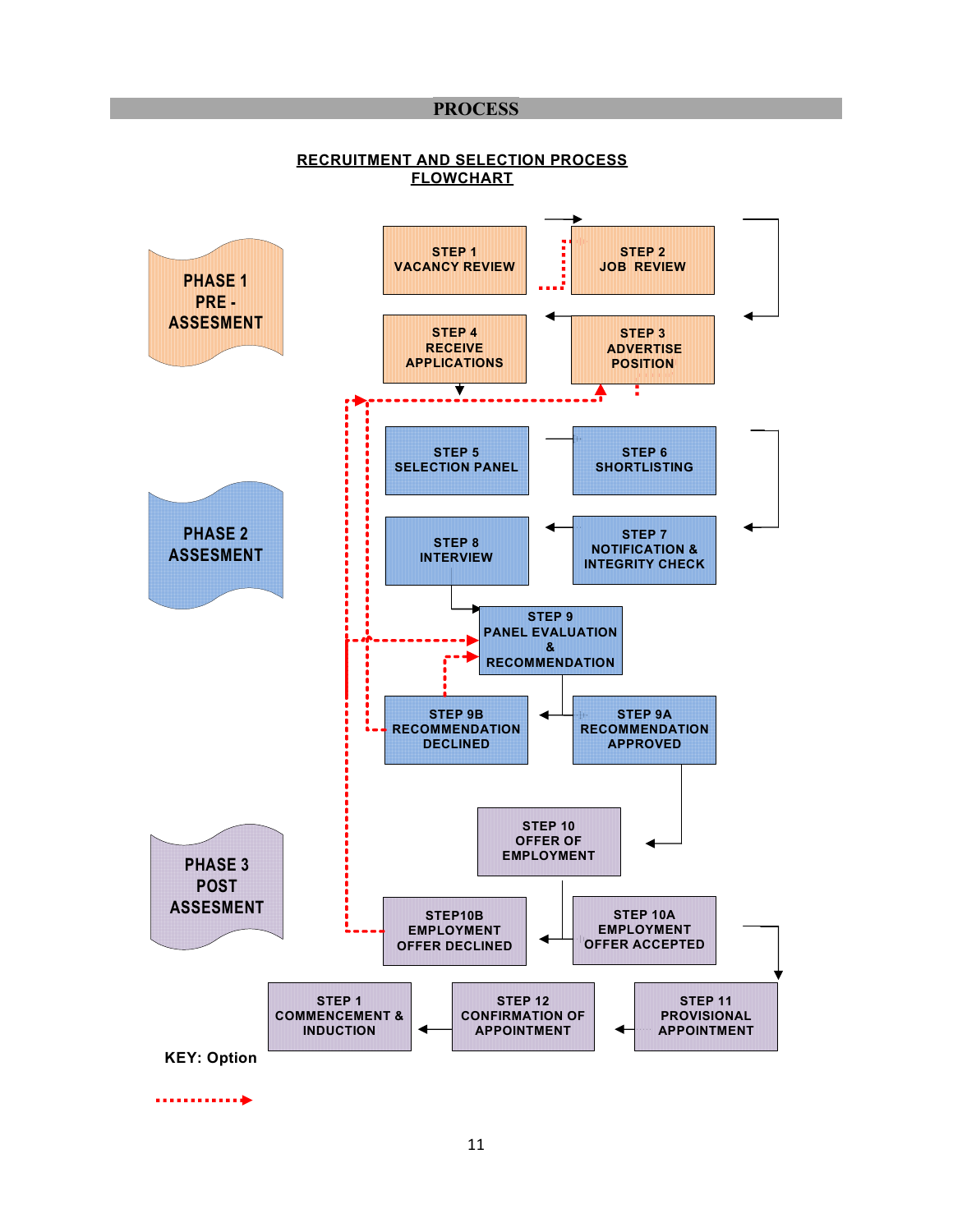# PROCESS

**RECRUITMENT AND SELECTION PROCESS FLOWCHART**

**PHASE 1 PRE - ASSESMENT**

- STEP 1 VACANCY REVIEW
- STEP 2 JOB REVIEW
- STEP 3 ADVERTISE POSITION
- STEP 4 RECEIVE APPLICATIONS

**PHASE 2 ASSESMENT**

- STEP 5 SELECTION PANEL
- STEP 6 SHORTLISTING
- STEP 7 NOTIFICATION & INTEGRITY CHECK
- STEP 8 INTERVIEW
- STEP 9 PANEL EVALUATION & RECOMMENDATION
- STEP 9A RECOMMENDATION APPROVED
- STEP 9B RECOMMENDATION DECLINED

**PHASE 3 POST ASSESMENT**

- STEP 10 OFFER OF EMPLOYMENT
- STEP 10A EMPLOYMENT OFFER ACCEPTED
- STEP10B EMPLOYMENT OFFER DECLINED
- STEP 11 PROVISIONAL APPOINTMENT
- STEP 12 CONFIRMATION OF APPOINTMENT
- STEP 1 COMMENCEMENT & INDUCTION

**KEY: Option** (dotted red arrow)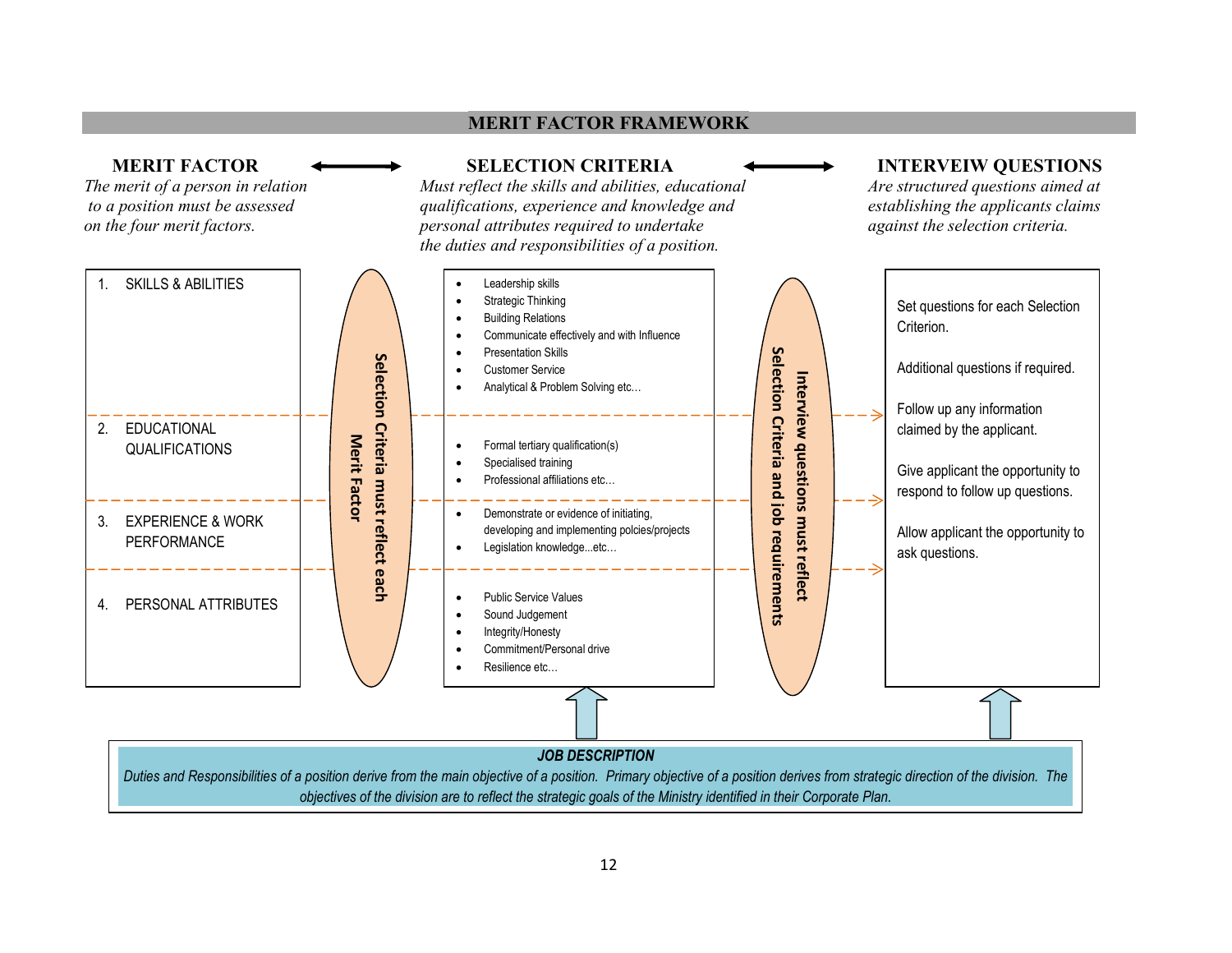# MERIT FACTOR FRAMEWORK

| MERIT FACTOR | | SELECTION CRITERIA | | INTERVEIW QUESTIONS |
|---|---|---|---|---|
| *The merit of a person in relation to a position must be assessed on the four merit factors.* | ↔ | *Must reflect the skills and abilities, educational qualifications, experience and knowledge and personal attributes required to undertake the duties and responsibilities of a position.* | ↔ | *Are structured questions aimed at establishing the applicants claims against the selection criteria.* |

**Selection Criteria must reflect each Merit Factor**

**Interview questions must reflect Selection Criteria and job requirements**

| MERIT FACTOR | SELECTION CRITERIA |
|---|---|
| 1. SKILLS & ABILITIES | • Leadership skills<br>• Strategic Thinking<br>• Building Relations<br>• Communicate effectively and with Influence<br>• Presentation Skills<br>• Customer Service<br>• Analytical & Problem Solving etc… |
| 2. EDUCATIONAL QUALIFICATIONS | • Formal tertiary qualification(s)<br>• Specialised training<br>• Professional affiliations etc… |
| 3. EXPERIENCE & WORK PERFORMANCE | • Demonstrate or evidence of initiating, developing and implementing polcies/projects<br>• Legislation knowledge...etc… |
| 4. PERSONAL ATTRIBUTES | • Public Service Values<br>• Sound Judgement<br>• Integrity/Honesty<br>• Commitment/Personal drive<br>• Resilience etc… |

**Interview Questions:**

Set questions for each Selection Criterion.

Additional questions if required.

Follow up any information claimed by the applicant.

Give applicant the opportunity to respond to follow up questions.

Allow applicant the opportunity to ask questions.

***JOB DESCRIPTION***

*Duties and Responsibilities of a position derive from the main objective of a position. Primary objective of a position derives from strategic direction of the division. The objectives of the division are to reflect the strategic goals of the Ministry identified in their Corporate Plan.*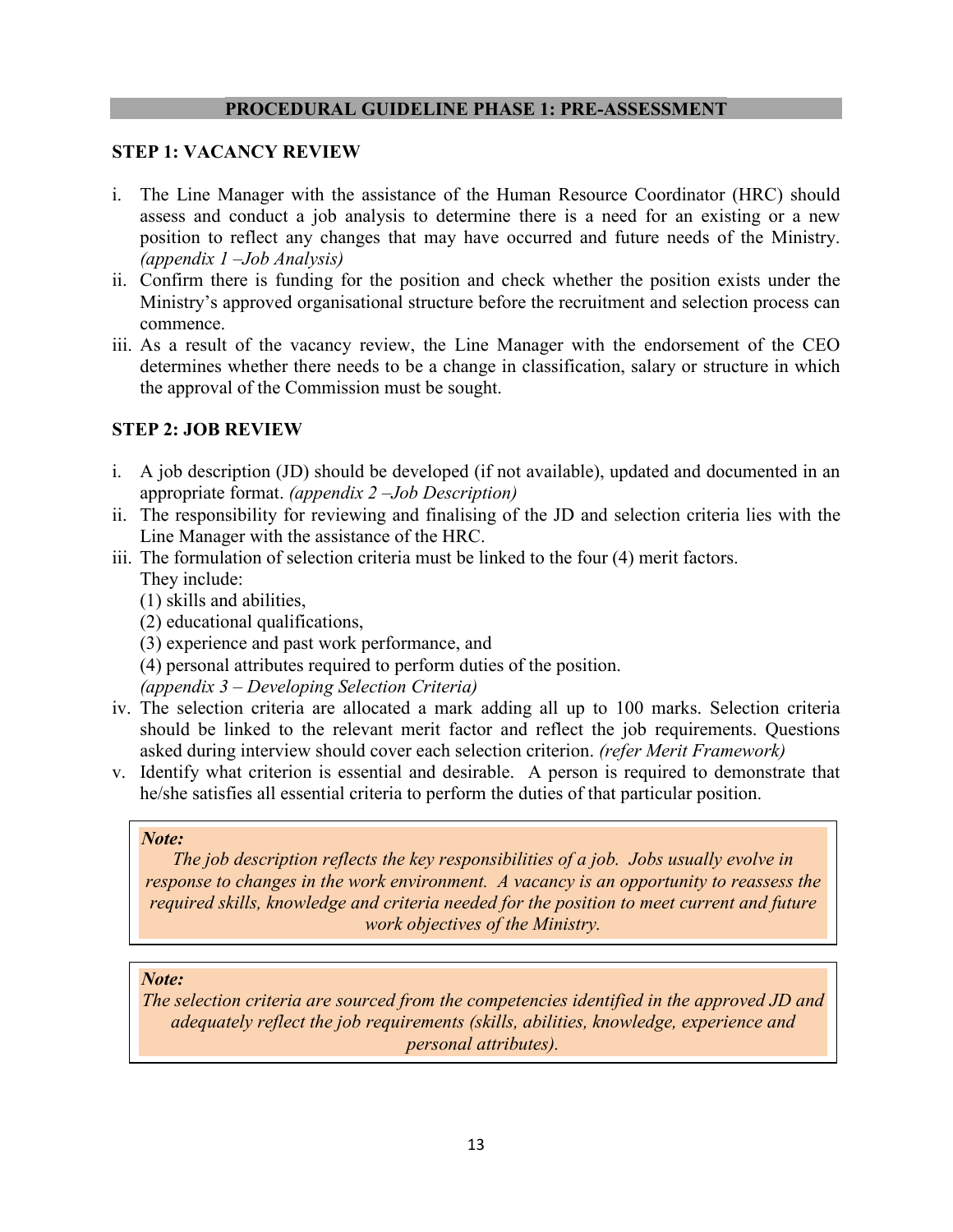## PROCEDURAL GUIDELINE PHASE 1: PRE-ASSESSMENT

### STEP 1: VACANCY REVIEW

i. The Line Manager with the assistance of the Human Resource Coordinator (HRC) should assess and conduct a job analysis to determine there is a need for an existing or a new position to reflect any changes that may have occurred and future needs of the Ministry. *(appendix 1 –Job Analysis)*

ii. Confirm there is funding for the position and check whether the position exists under the Ministry's approved organisational structure before the recruitment and selection process can commence.

iii. As a result of the vacancy review, the Line Manager with the endorsement of the CEO determines whether there needs to be a change in classification, salary or structure in which the approval of the Commission must be sought.

### STEP 2: JOB REVIEW

i. A job description (JD) should be developed (if not available), updated and documented in an appropriate format. *(appendix 2 –Job Description)*

ii. The responsibility for reviewing and finalising of the JD and selection criteria lies with the Line Manager with the assistance of the HRC.

iii. The formulation of selection criteria must be linked to the four (4) merit factors. They include:
   (1) skills and abilities,
   (2) educational qualifications,
   (3) experience and past work performance, and
   (4) personal attributes required to perform duties of the position.
   *(appendix 3 – Developing Selection Criteria)*

iv. The selection criteria are allocated a mark adding all up to 100 marks. Selection criteria should be linked to the relevant merit factor and reflect the job requirements. Questions asked during interview should cover each selection criterion. *(refer Merit Framework)*

v. Identify what criterion is essential and desirable. A person is required to demonstrate that he/she satisfies all essential criteria to perform the duties of that particular position.

> ***Note:***
> *The job description reflects the key responsibilities of a job. Jobs usually evolve in response to changes in the work environment. A vacancy is an opportunity to reassess the required skills, knowledge and criteria needed for the position to meet current and future work objectives of the Ministry.*

> ***Note:***
> *The selection criteria are sourced from the competencies identified in the approved JD and adequately reflect the job requirements (skills, abilities, knowledge, experience and personal attributes).*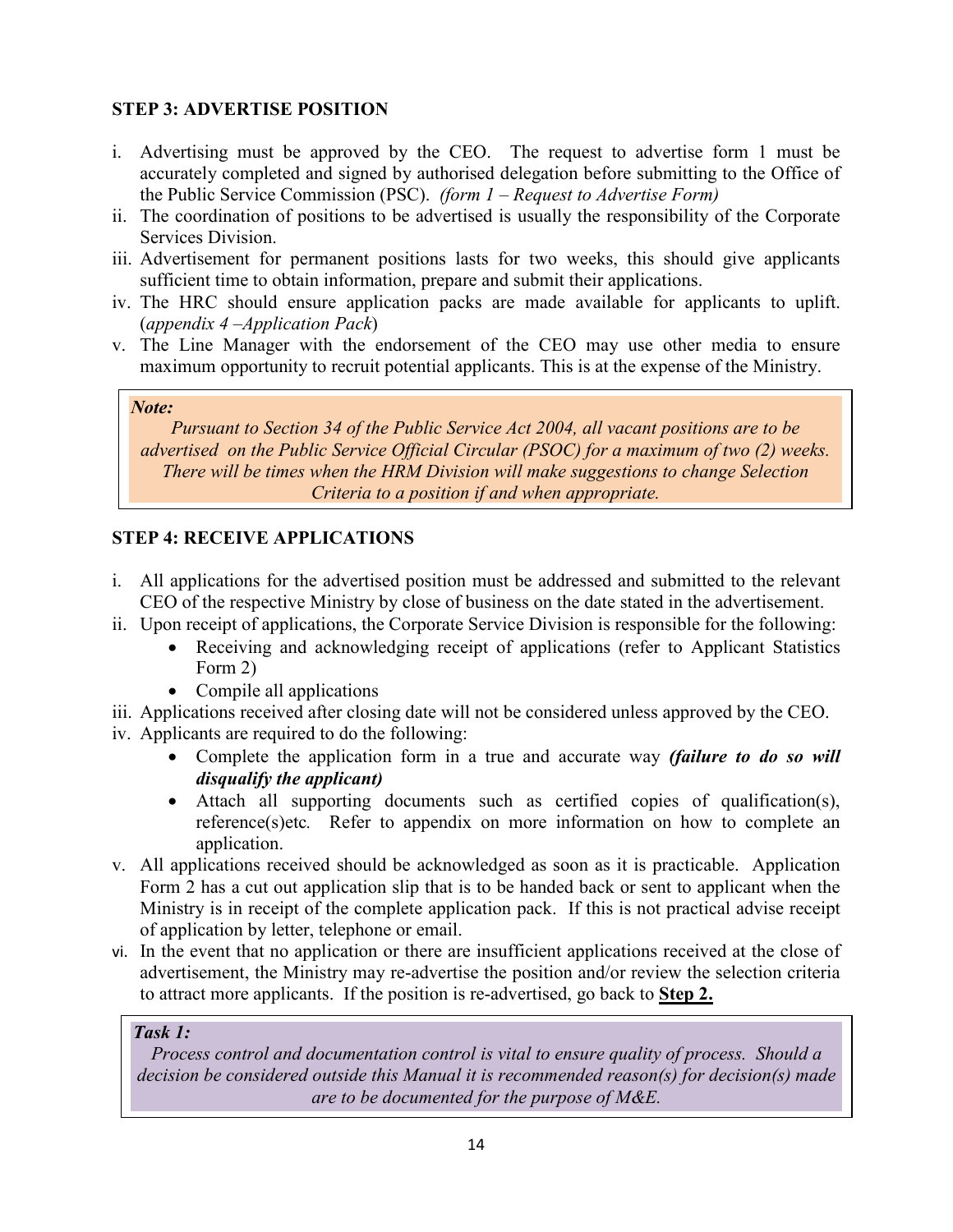### STEP 3: ADVERTISE POSITION

i. Advertising must be approved by the CEO. The request to advertise form 1 must be accurately completed and signed by authorised delegation before submitting to the Office of the Public Service Commission (PSC). *(form 1 – Request to Advertise Form)*
ii. The coordination of positions to be advertised is usually the responsibility of the Corporate Services Division.
iii. Advertisement for permanent positions lasts for two weeks, this should give applicants sufficient time to obtain information, prepare and submit their applications.
iv. The HRC should ensure application packs are made available for applicants to uplift. (*appendix 4 –Application Pack*)
v. The Line Manager with the endorsement of the CEO may use other media to ensure maximum opportunity to recruit potential applicants. This is at the expense of the Ministry.

> ***Note:***
> *Pursuant to Section 34 of the Public Service Act 2004, all vacant positions are to be advertised on the Public Service Official Circular (PSOC) for a maximum of two (2) weeks. There will be times when the HRM Division will make suggestions to change Selection Criteria to a position if and when appropriate.*

### STEP 4: RECEIVE APPLICATIONS

i. All applications for the advertised position must be addressed and submitted to the relevant CEO of the respective Ministry by close of business on the date stated in the advertisement.
ii. Upon receipt of applications, the Corporate Service Division is responsible for the following:
   - Receiving and acknowledging receipt of applications (refer to Applicant Statistics Form 2)
   - Compile all applications
iii. Applications received after closing date will not be considered unless approved by the CEO.
iv. Applicants are required to do the following:
   - Complete the application form in a true and accurate way ***(failure to do so will disqualify the applicant)***
   - Attach all supporting documents such as certified copies of qualification(s), reference(s)etc. Refer to appendix on more information on how to complete an application.
v. All applications received should be acknowledged as soon as it is practicable. Application Form 2 has a cut out application slip that is to be handed back or sent to applicant when the Ministry is in receipt of the complete application pack. If this is not practical advise receipt of application by letter, telephone or email.
vi. In the event that no application or there are insufficient applications received at the close of advertisement, the Ministry may re-advertise the position and/or review the selection criteria to attract more applicants. If the position is re-advertised, go back to **Step 2.**

> ***Task 1:***
> *Process control and documentation control is vital to ensure quality of process. Should a decision be considered outside this Manual it is recommended reason(s) for decision(s) made are to be documented for the purpose of M&E.*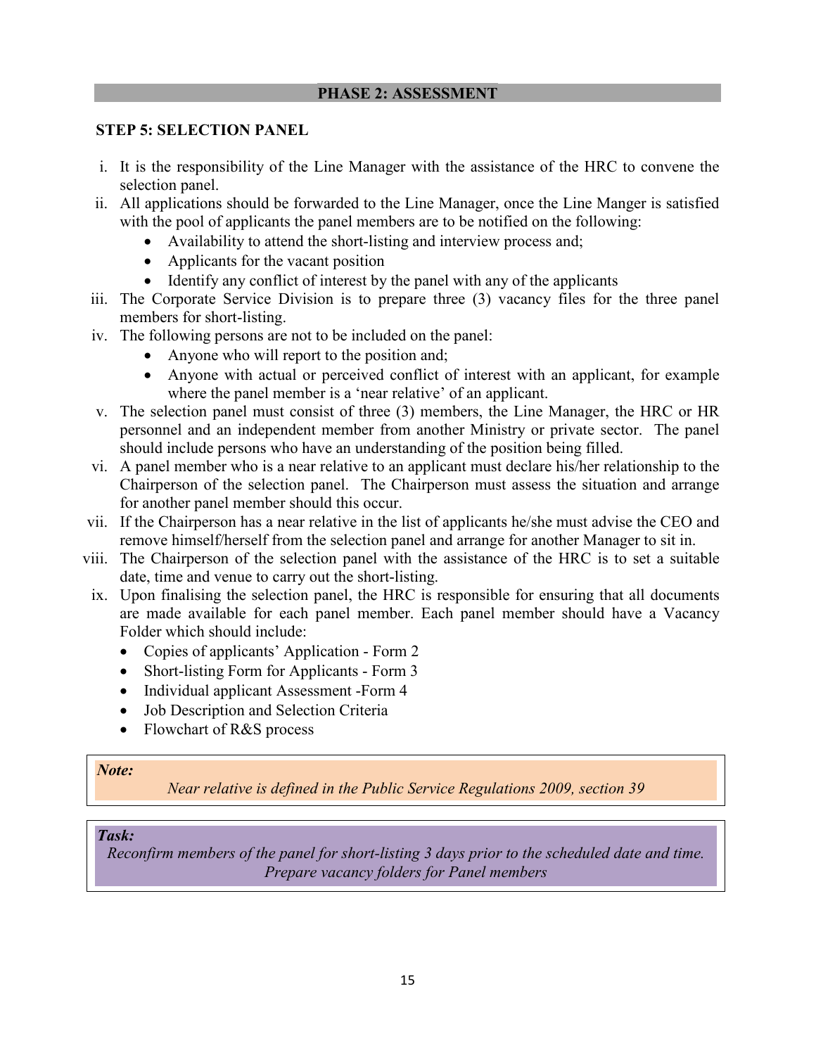## PHASE 2: ASSESSMENT

### STEP 5: SELECTION PANEL

i. It is the responsibility of the Line Manager with the assistance of the HRC to convene the selection panel.

ii. All applications should be forwarded to the Line Manager, once the Line Manger is satisfied with the pool of applicants the panel members are to be notified on the following:
   - Availability to attend the short-listing and interview process and;
   - Applicants for the vacant position
   - Identify any conflict of interest by the panel with any of the applicants

iii. The Corporate Service Division is to prepare three (3) vacancy files for the three panel members for short-listing.

iv. The following persons are not to be included on the panel:
   - Anyone who will report to the position and;
   - Anyone with actual or perceived conflict of interest with an applicant, for example where the panel member is a 'near relative' of an applicant.

v. The selection panel must consist of three (3) members, the Line Manager, the HRC or HR personnel and an independent member from another Ministry or private sector. The panel should include persons who have an understanding of the position being filled.

vi. A panel member who is a near relative to an applicant must declare his/her relationship to the Chairperson of the selection panel. The Chairperson must assess the situation and arrange for another panel member should this occur.

vii. If the Chairperson has a near relative in the list of applicants he/she must advise the CEO and remove himself/herself from the selection panel and arrange for another Manager to sit in.

viii. The Chairperson of the selection panel with the assistance of the HRC is to set a suitable date, time and venue to carry out the short-listing.

ix. Upon finalising the selection panel, the HRC is responsible for ensuring that all documents are made available for each panel member. Each panel member should have a Vacancy Folder which should include:
   - Copies of applicants' Application - Form 2
   - Short-listing Form for Applicants - Form 3
   - Individual applicant Assessment -Form 4
   - Job Description and Selection Criteria
   - Flowchart of R&S process

> ***Note:***
> *Near relative is defined in the Public Service Regulations 2009, section 39*

> ***Task:***
> *Reconfirm members of the panel for short-listing 3 days prior to the scheduled date and time. Prepare vacancy folders for Panel members*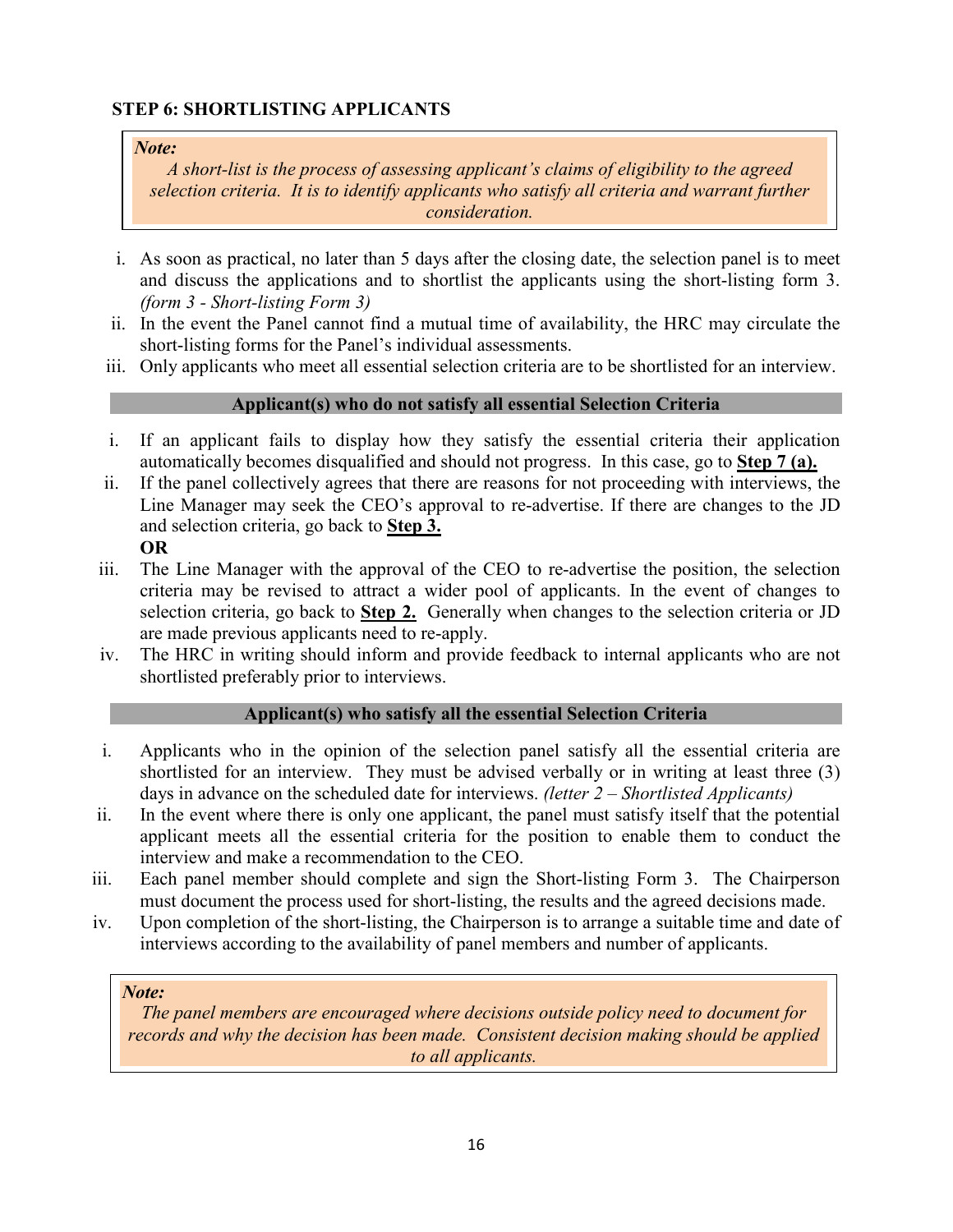### STEP 6: SHORTLISTING APPLICANTS

> ***Note:***
> *A short-list is the process of assessing applicant's claims of eligibility to the agreed selection criteria. It is to identify applicants who satisfy all criteria and warrant further consideration.*

i. As soon as practical, no later than 5 days after the closing date, the selection panel is to meet and discuss the applications and to shortlist the applicants using the short-listing form 3. *(form 3 - Short-listing Form 3)*
ii. In the event the Panel cannot find a mutual time of availability, the HRC may circulate the short-listing forms for the Panel's individual assessments.
iii. Only applicants who meet all essential selection criteria are to be shortlisted for an interview.

**Applicant(s) who do not satisfy all essential Selection Criteria**

i. If an applicant fails to display how they satisfy the essential criteria their application automatically becomes disqualified and should not progress. In this case, go to **Step 7 (a).**
ii. If the panel collectively agrees that there are reasons for not proceeding with interviews, the Line Manager may seek the CEO's approval to re-advertise. If there are changes to the JD and selection criteria, go back to **Step 3.**
   **OR**
iii. The Line Manager with the approval of the CEO to re-advertise the position, the selection criteria may be revised to attract a wider pool of applicants. In the event of changes to selection criteria, go back to **Step 2.** Generally when changes to the selection criteria or JD are made previous applicants need to re-apply.
iv. The HRC in writing should inform and provide feedback to internal applicants who are not shortlisted preferably prior to interviews.

**Applicant(s) who satisfy all the essential Selection Criteria**

i. Applicants who in the opinion of the selection panel satisfy all the essential criteria are shortlisted for an interview. They must be advised verbally or in writing at least three (3) days in advance on the scheduled date for interviews. *(letter 2 – Shortlisted Applicants)*
ii. In the event where there is only one applicant, the panel must satisfy itself that the potential applicant meets all the essential criteria for the position to enable them to conduct the interview and make a recommendation to the CEO.
iii. Each panel member should complete and sign the Short-listing Form 3. The Chairperson must document the process used for short-listing, the results and the agreed decisions made.
iv. Upon completion of the short-listing, the Chairperson is to arrange a suitable time and date of interviews according to the availability of panel members and number of applicants.

> ***Note:***
> *The panel members are encouraged where decisions outside policy need to document for records and why the decision has been made. Consistent decision making should be applied to all applicants.*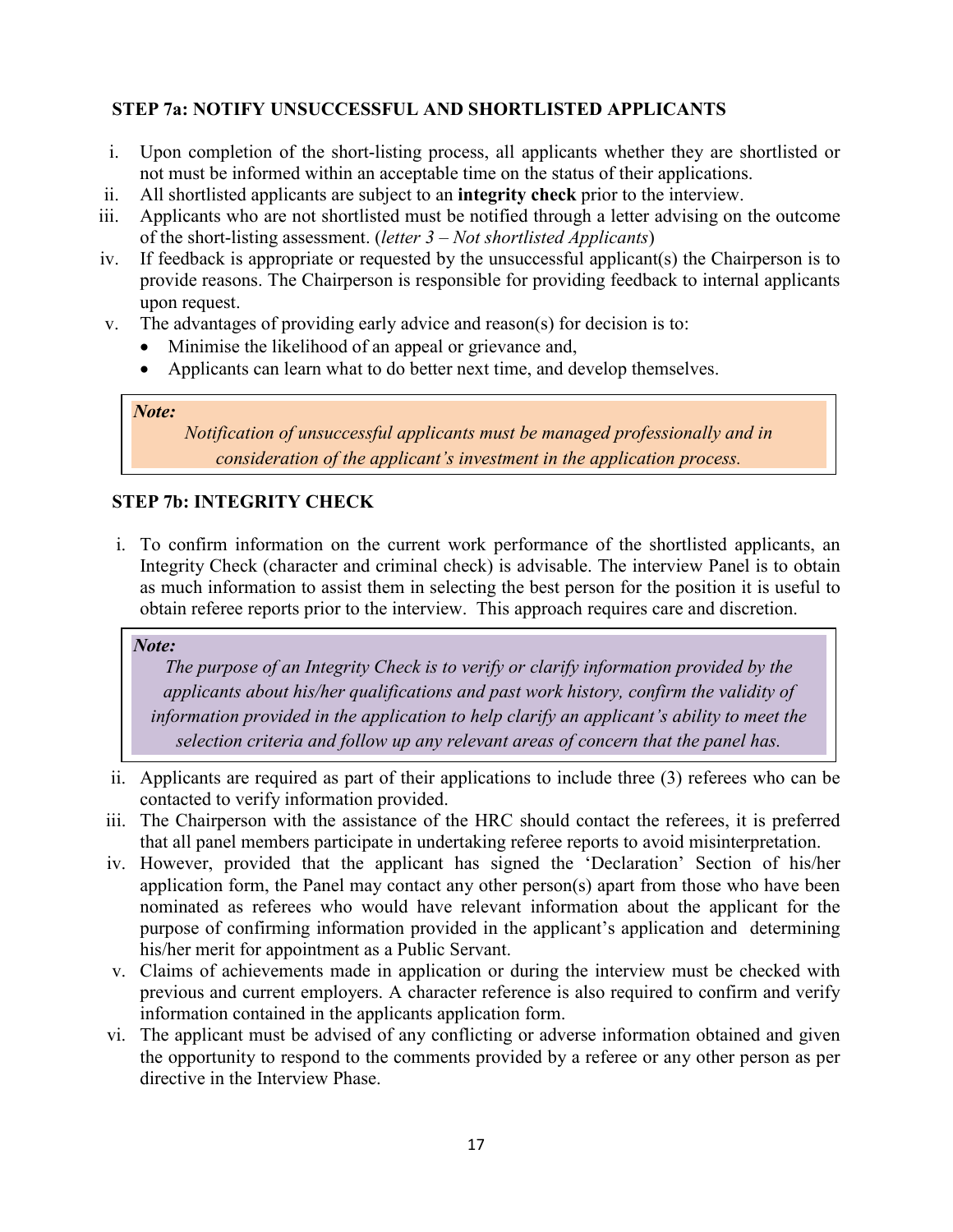### STEP 7a: NOTIFY UNSUCCESSFUL AND SHORTLISTED APPLICANTS

i. Upon completion of the short-listing process, all applicants whether they are shortlisted or not must be informed within an acceptable time on the status of their applications.
ii. All shortlisted applicants are subject to an **integrity check** prior to the interview.
iii. Applicants who are not shortlisted must be notified through a letter advising on the outcome of the short-listing assessment. (*letter 3 – Not shortlisted Applicants*)
iv. If feedback is appropriate or requested by the unsuccessful applicant(s) the Chairperson is to provide reasons. The Chairperson is responsible for providing feedback to internal applicants upon request.
v. The advantages of providing early advice and reason(s) for decision is to:
   - Minimise the likelihood of an appeal or grievance and,
   - Applicants can learn what to do better next time, and develop themselves.

> ***Note:***
> *Notification of unsuccessful applicants must be managed professionally and in consideration of the applicant's investment in the application process.*

### STEP 7b: INTEGRITY CHECK

i. To confirm information on the current work performance of the shortlisted applicants, an Integrity Check (character and criminal check) is advisable. The interview Panel is to obtain as much information to assist them in selecting the best person for the position it is useful to obtain referee reports prior to the interview. This approach requires care and discretion.

> ***Note:***
> *The purpose of an Integrity Check is to verify or clarify information provided by the applicants about his/her qualifications and past work history, confirm the validity of information provided in the application to help clarify an applicant's ability to meet the selection criteria and follow up any relevant areas of concern that the panel has.*

ii. Applicants are required as part of their applications to include three (3) referees who can be contacted to verify information provided.
iii. The Chairperson with the assistance of the HRC should contact the referees, it is preferred that all panel members participate in undertaking referee reports to avoid misinterpretation.
iv. However, provided that the applicant has signed the 'Declaration' Section of his/her application form, the Panel may contact any other person(s) apart from those who have been nominated as referees who would have relevant information about the applicant for the purpose of confirming information provided in the applicant's application and determining his/her merit for appointment as a Public Servant.
v. Claims of achievements made in application or during the interview must be checked with previous and current employers. A character reference is also required to confirm and verify information contained in the applicants application form.
vi. The applicant must be advised of any conflicting or adverse information obtained and given the opportunity to respond to the comments provided by a referee or any other person as per directive in the Interview Phase.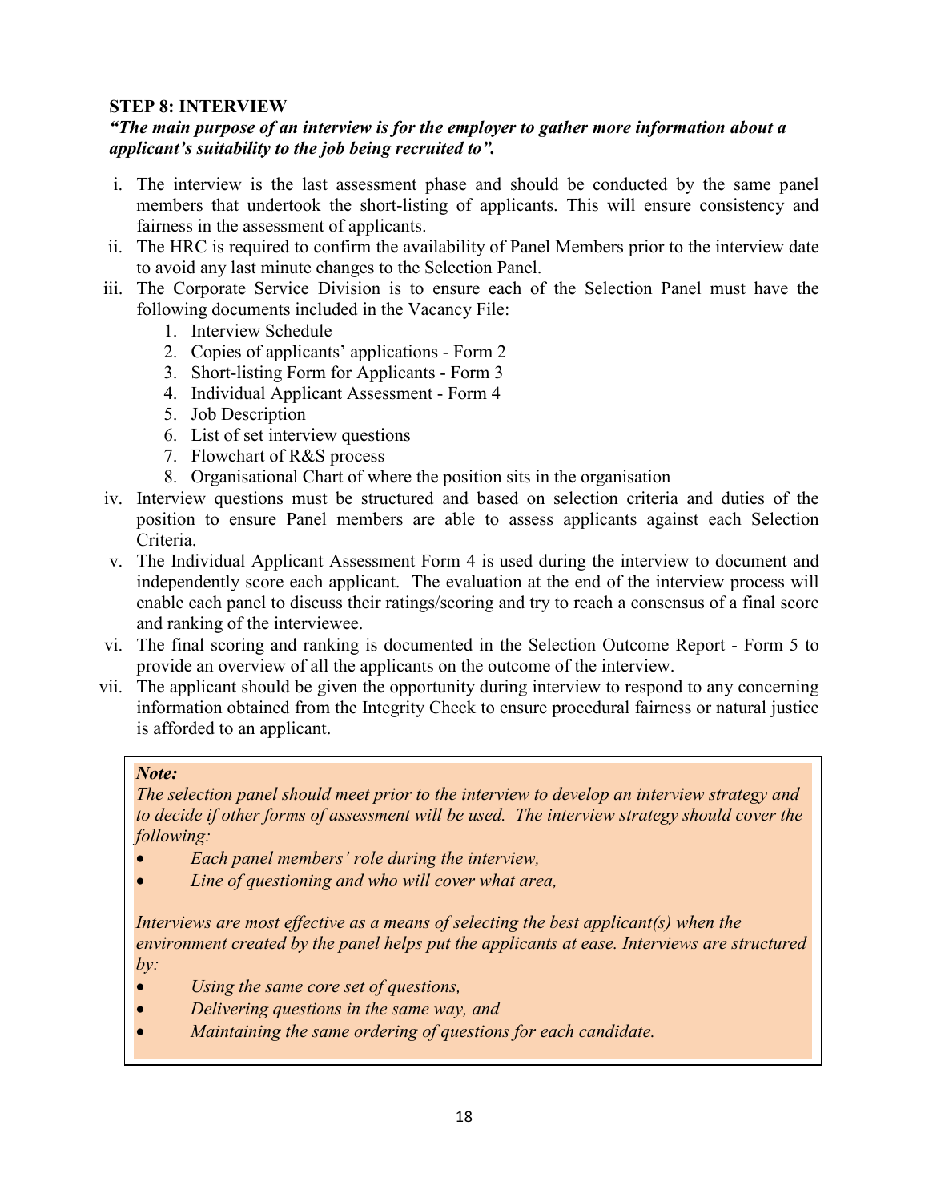### STEP 8: INTERVIEW

***"The main purpose of an interview is for the employer to gather more information about a applicant's suitability to the job being recruited to".***

i. The interview is the last assessment phase and should be conducted by the same panel members that undertook the short-listing of applicants. This will ensure consistency and fairness in the assessment of applicants.

ii. The HRC is required to confirm the availability of Panel Members prior to the interview date to avoid any last minute changes to the Selection Panel.

iii. The Corporate Service Division is to ensure each of the Selection Panel must have the following documents included in the Vacancy File:
   1. Interview Schedule
   2. Copies of applicants' applications - Form 2
   3. Short-listing Form for Applicants - Form 3
   4. Individual Applicant Assessment - Form 4
   5. Job Description
   6. List of set interview questions
   7. Flowchart of R&S process
   8. Organisational Chart of where the position sits in the organisation

iv. Interview questions must be structured and based on selection criteria and duties of the position to ensure Panel members are able to assess applicants against each Selection Criteria.

v. The Individual Applicant Assessment Form 4 is used during the interview to document and independently score each applicant. The evaluation at the end of the interview process will enable each panel to discuss their ratings/scoring and try to reach a consensus of a final score and ranking of the interviewee.

vi. The final scoring and ranking is documented in the Selection Outcome Report - Form 5 to provide an overview of all the applicants on the outcome of the interview.

vii. The applicant should be given the opportunity during interview to respond to any concerning information obtained from the Integrity Check to ensure procedural fairness or natural justice is afforded to an applicant.

> ***Note:***
>
> *The selection panel should meet prior to the interview to develop an interview strategy and to decide if other forms of assessment will be used. The interview strategy should cover the following:*
>
> - *Each panel members' role during the interview,*
> - *Line of questioning and who will cover what area,*
>
> *Interviews are most effective as a means of selecting the best applicant(s) when the environment created by the panel helps put the applicants at ease. Interviews are structured by:*
>
> - *Using the same core set of questions,*
> - *Delivering questions in the same way, and*
> - *Maintaining the same ordering of questions for each candidate.*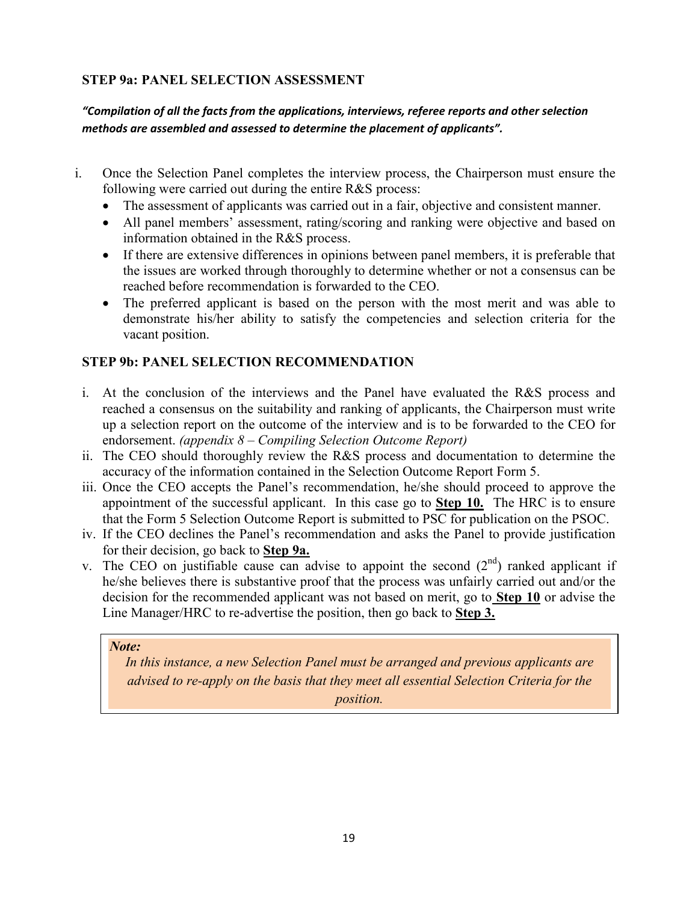### STEP 9a: PANEL SELECTION ASSESSMENT

***"Compilation of all the facts from the applications, interviews, referee reports and other selection methods are assembled and assessed to determine the placement of applicants".***

i. Once the Selection Panel completes the interview process, the Chairperson must ensure the following were carried out during the entire R&S process:
   - The assessment of applicants was carried out in a fair, objective and consistent manner.
   - All panel members' assessment, rating/scoring and ranking were objective and based on information obtained in the R&S process.
   - If there are extensive differences in opinions between panel members, it is preferable that the issues are worked through thoroughly to determine whether or not a consensus can be reached before recommendation is forwarded to the CEO.
   - The preferred applicant is based on the person with the most merit and was able to demonstrate his/her ability to satisfy the competencies and selection criteria for the vacant position.

### STEP 9b: PANEL SELECTION RECOMMENDATION

i. At the conclusion of the interviews and the Panel have evaluated the R&S process and reached a consensus on the suitability and ranking of applicants, the Chairperson must write up a selection report on the outcome of the interview and is to be forwarded to the CEO for endorsement. *(appendix 8 – Compiling Selection Outcome Report)*

ii. The CEO should thoroughly review the R&S process and documentation to determine the accuracy of the information contained in the Selection Outcome Report Form 5.

iii. Once the CEO accepts the Panel's recommendation, he/she should proceed to approve the appointment of the successful applicant. In this case go to **Step 10.** The HRC is to ensure that the Form 5 Selection Outcome Report is submitted to PSC for publication on the PSOC.

iv. If the CEO declines the Panel's recommendation and asks the Panel to provide justification for their decision, go back to **Step 9a.**

v. The CEO on justifiable cause can advise to appoint the second (2nd) ranked applicant if he/she believes there is substantive proof that the process was unfairly carried out and/or the decision for the recommended applicant was not based on merit, go to **Step 10** or advise the Line Manager/HRC to re-advertise the position, then go back to **Step 3.**

> ***Note:***
>
> *In this instance, a new Selection Panel must be arranged and previous applicants are advised to re-apply on the basis that they meet all essential Selection Criteria for the position.*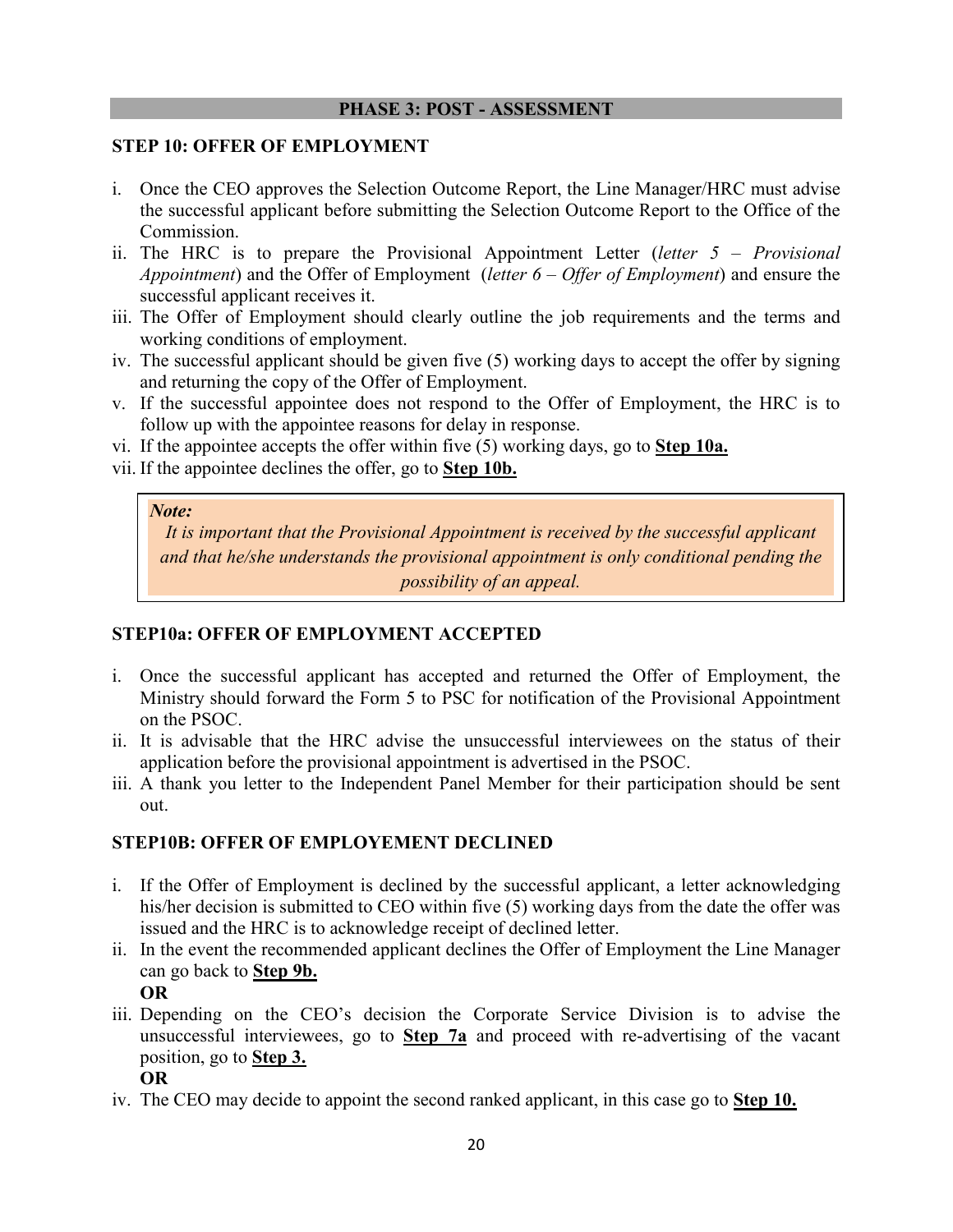## PHASE 3: POST - ASSESSMENT

### STEP 10: OFFER OF EMPLOYMENT

i. Once the CEO approves the Selection Outcome Report, the Line Manager/HRC must advise the successful applicant before submitting the Selection Outcome Report to the Office of the Commission.
ii. The HRC is to prepare the Provisional Appointment Letter (*letter 5 – Provisional Appointment*) and the Offer of Employment (*letter 6 – Offer of Employment*) and ensure the successful applicant receives it.
iii. The Offer of Employment should clearly outline the job requirements and the terms and working conditions of employment.
iv. The successful applicant should be given five (5) working days to accept the offer by signing and returning the copy of the Offer of Employment.
v. If the successful appointee does not respond to the Offer of Employment, the HRC is to follow up with the appointee reasons for delay in response.
vi. If the appointee accepts the offer within five (5) working days, go to **Step 10a.**
vii. If the appointee declines the offer, go to **Step 10b.**

> ***Note:***
> *It is important that the Provisional Appointment is received by the successful applicant and that he/she understands the provisional appointment is only conditional pending the possibility of an appeal.*

### STEP10a: OFFER OF EMPLOYMENT ACCEPTED

i. Once the successful applicant has accepted and returned the Offer of Employment, the Ministry should forward the Form 5 to PSC for notification of the Provisional Appointment on the PSOC.
ii. It is advisable that the HRC advise the unsuccessful interviewees on the status of their application before the provisional appointment is advertised in the PSOC.
iii. A thank you letter to the Independent Panel Member for their participation should be sent out.

### STEP10B: OFFER OF EMPLOYEMENT DECLINED

i. If the Offer of Employment is declined by the successful applicant, a letter acknowledging his/her decision is submitted to CEO within five (5) working days from the date the offer was issued and the HRC is to acknowledge receipt of declined letter.
ii. In the event the recommended applicant declines the Offer of Employment the Line Manager can go back to **Step 9b.**
**OR**
iii. Depending on the CEO's decision the Corporate Service Division is to advise the unsuccessful interviewees, go to **Step 7a** and proceed with re-advertising of the vacant position, go to **Step 3.**
**OR**
iv. The CEO may decide to appoint the second ranked applicant, in this case go to **Step 10.**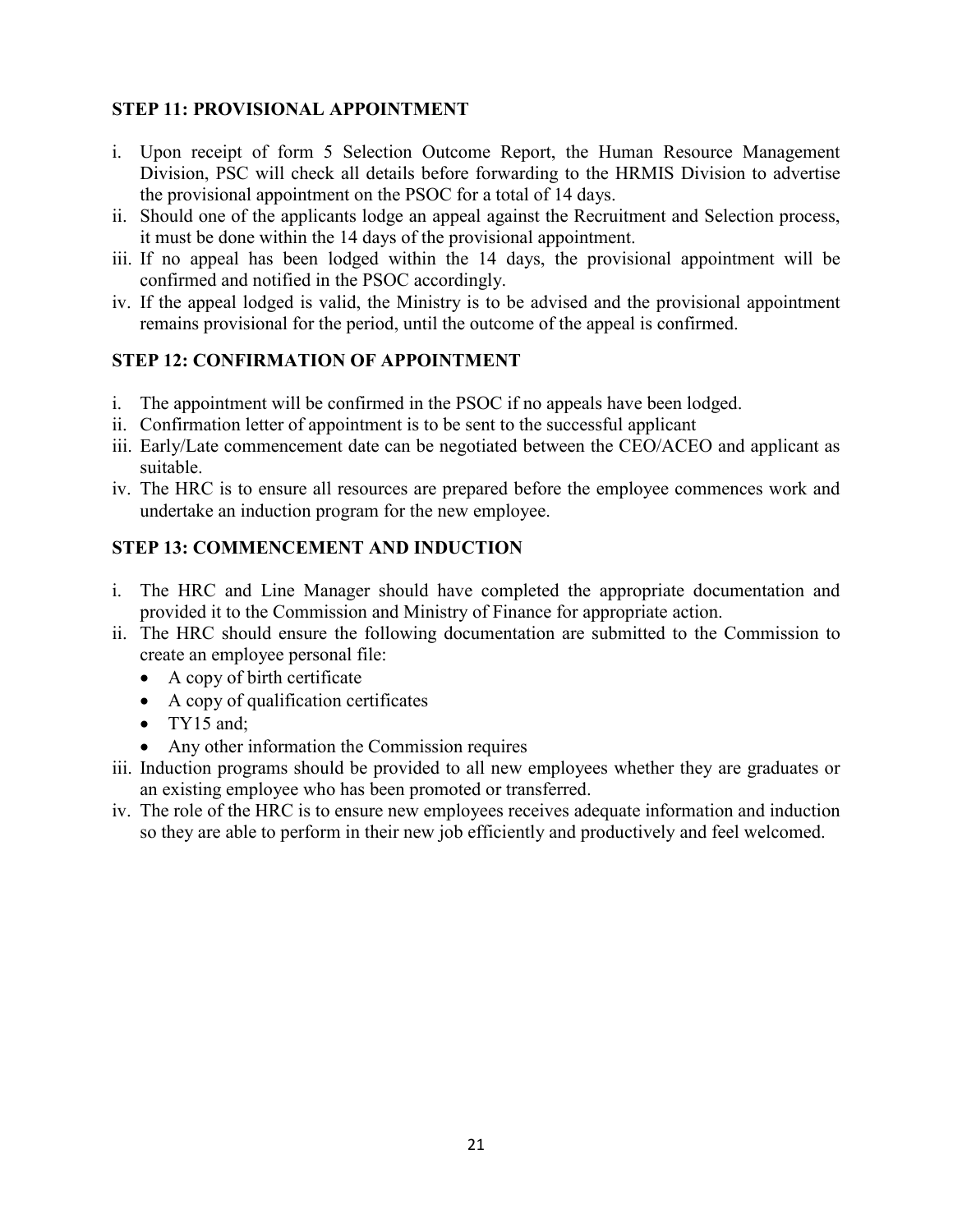### STEP 11: PROVISIONAL APPOINTMENT

i. Upon receipt of form 5 Selection Outcome Report, the Human Resource Management Division, PSC will check all details before forwarding to the HRMIS Division to advertise the provisional appointment on the PSOC for a total of 14 days.
ii. Should one of the applicants lodge an appeal against the Recruitment and Selection process, it must be done within the 14 days of the provisional appointment.
iii. If no appeal has been lodged within the 14 days, the provisional appointment will be confirmed and notified in the PSOC accordingly.
iv. If the appeal lodged is valid, the Ministry is to be advised and the provisional appointment remains provisional for the period, until the outcome of the appeal is confirmed.

### STEP 12: CONFIRMATION OF APPOINTMENT

i. The appointment will be confirmed in the PSOC if no appeals have been lodged.
ii. Confirmation letter of appointment is to be sent to the successful applicant
iii. Early/Late commencement date can be negotiated between the CEO/ACEO and applicant as suitable.
iv. The HRC is to ensure all resources are prepared before the employee commences work and undertake an induction program for the new employee.

### STEP 13: COMMENCEMENT AND INDUCTION

i. The HRC and Line Manager should have completed the appropriate documentation and provided it to the Commission and Ministry of Finance for appropriate action.
ii. The HRC should ensure the following documentation are submitted to the Commission to create an employee personal file:
   - A copy of birth certificate
   - A copy of qualification certificates
   - TY15 and;
   - Any other information the Commission requires
iii. Induction programs should be provided to all new employees whether they are graduates or an existing employee who has been promoted or transferred.
iv. The role of the HRC is to ensure new employees receives adequate information and induction so they are able to perform in their new job efficiently and productively and feel welcomed.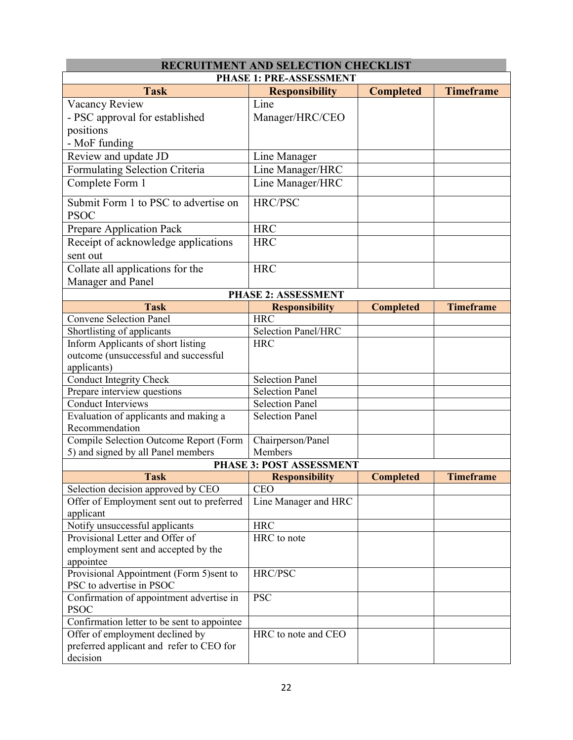## RECRUITMENT AND SELECTION CHECKLIST

### PHASE 1: PRE-ASSESSMENT

| Task | Responsibility | Completed | Timeframe |
|---|---|---|---|
| Vacancy Review<br>- PSC approval for established positions<br>- MoF funding | Line Manager/HRC/CEO | | |
| Review and update JD | Line Manager | | |
| Formulating Selection Criteria | Line Manager/HRC | | |
| Complete Form 1 | Line Manager/HRC | | |
| Submit Form 1 to PSC to advertise on PSOC | HRC/PSC | | |
| Prepare Application Pack | HRC | | |
| Receipt of acknowledge applications sent out | HRC | | |
| Collate all applications for the Manager and Panel | HRC | | |

### PHASE 2: ASSESSMENT

| Task | Responsibility | Completed | Timeframe |
|---|---|---|---|
| Convene Selection Panel | HRC | | |
| Shortlisting of applicants | Selection Panel/HRC | | |
| Inform Applicants of short listing outcome (unsuccessful and successful applicants) | HRC | | |
| Conduct Integrity Check | Selection Panel | | |
| Prepare interview questions | Selection Panel | | |
| Conduct Interviews | Selection Panel | | |
| Evaluation of applicants and making a Recommendation | Selection Panel | | |
| Compile Selection Outcome Report (Form 5) and signed by all Panel members | Chairperson/Panel Members | | |

### PHASE 3: POST ASSESSMENT

| Task | Responsibility | Completed | Timeframe |
|---|---|---|---|
| Selection decision approved by CEO | CEO | | |
| Offer of Employment sent out to preferred applicant | Line Manager and HRC | | |
| Notify unsuccessful applicants | HRC | | |
| Provisional Letter and Offer of employment sent and accepted by the appointee | HRC to note | | |
| Provisional Appointment (Form 5)sent to PSC to advertise in PSOC | HRC/PSC | | |
| Confirmation of appointment advertise in PSOC | PSC | | |
| Confirmation letter to be sent to appointee | | | |
| Offer of employment declined by preferred applicant and refer to CEO for decision | HRC to note and CEO | | |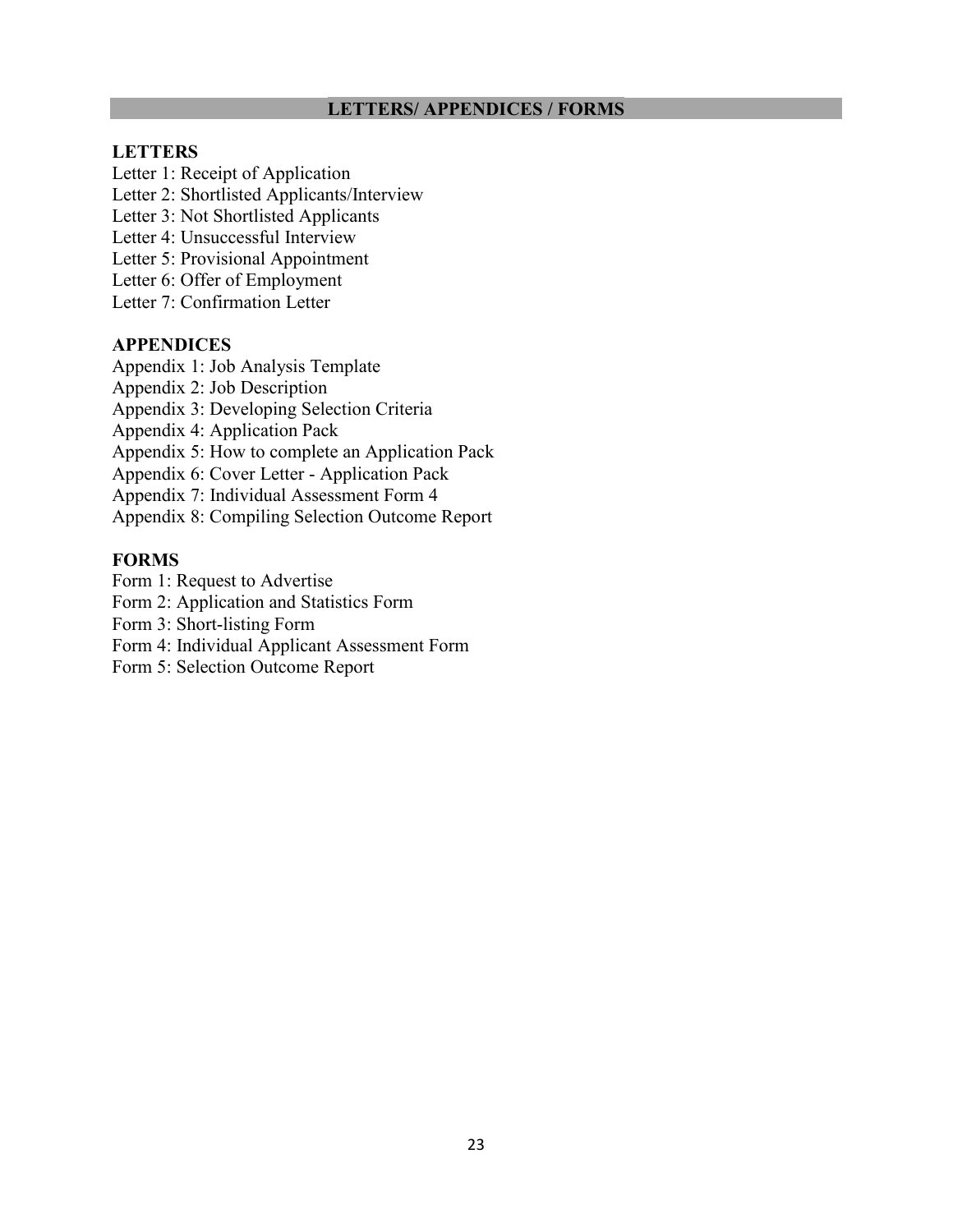## LETTERS/ APPENDICES / FORMS

### LETTERS

Letter 1: Receipt of Application
Letter 2: Shortlisted Applicants/Interview
Letter 3: Not Shortlisted Applicants
Letter 4: Unsuccessful Interview
Letter 5: Provisional Appointment
Letter 6: Offer of Employment
Letter 7: Confirmation Letter

### APPENDICES

Appendix 1: Job Analysis Template
Appendix 2: Job Description
Appendix 3: Developing Selection Criteria
Appendix 4: Application Pack
Appendix 5: How to complete an Application Pack
Appendix 6: Cover Letter - Application Pack
Appendix 7: Individual Assessment Form 4
Appendix 8: Compiling Selection Outcome Report

### FORMS

Form 1: Request to Advertise
Form 2: Application and Statistics Form
Form 3: Short-listing Form
Form 4: Individual Applicant Assessment Form
Form 5: Selection Outcome Report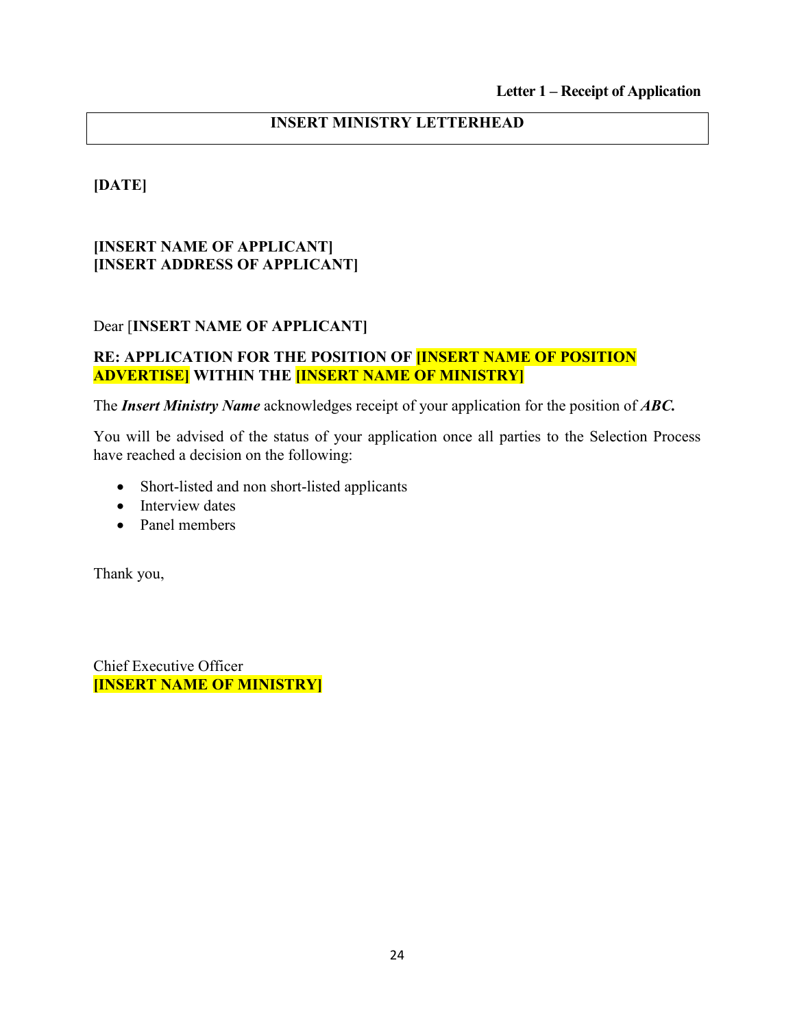**Letter 1 – Receipt of Application**

| INSERT MINISTRY LETTERHEAD |
|---|

**[DATE]**

**[INSERT NAME OF APPLICANT]**
**[INSERT ADDRESS OF APPLICANT]**

Dear [**INSERT NAME OF APPLICANT]**

**RE: APPLICATION FOR THE POSITION OF [INSERT NAME OF POSITION ADVERTISE] WITHIN THE [INSERT NAME OF MINISTRY]**

The ***Insert Ministry Name*** acknowledges receipt of your application for the position of ***ABC.***

You will be advised of the status of your application once all parties to the Selection Process have reached a decision on the following:

- Short-listed and non short-listed applicants
- Interview dates
- Panel members

Thank you,

Chief Executive Officer
**[INSERT NAME OF MINISTRY]**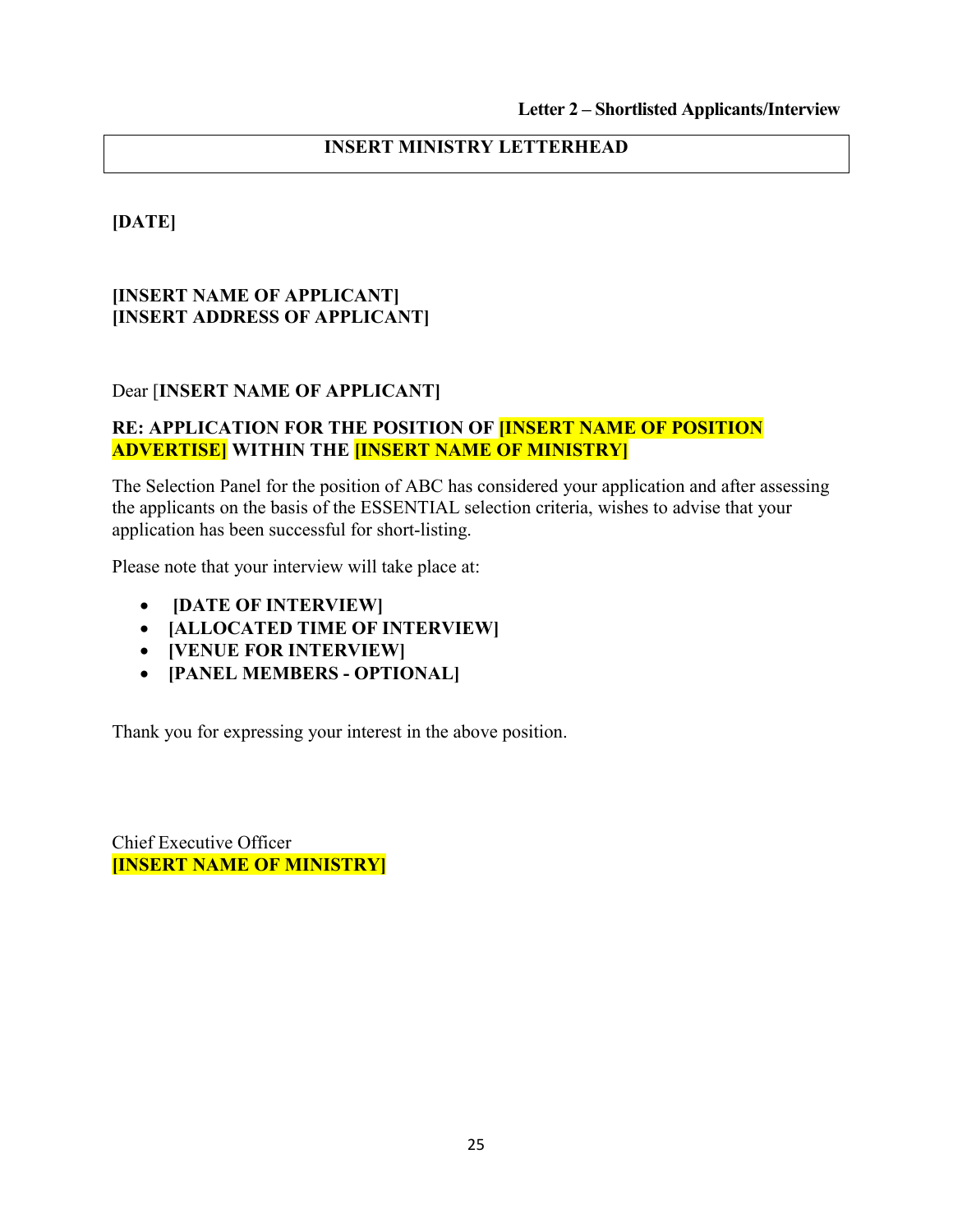**Letter 2 – Shortlisted Applicants/Interview**

**INSERT MINISTRY LETTERHEAD**

**[DATE]**

**[INSERT NAME OF APPLICANT]**
**[INSERT ADDRESS OF APPLICANT]**

Dear [**INSERT NAME OF APPLICANT]**

**RE: APPLICATION FOR THE POSITION OF [INSERT NAME OF POSITION ADVERTISE] WITHIN THE [INSERT NAME OF MINISTRY]**

The Selection Panel for the position of ABC has considered your application and after assessing the applicants on the basis of the ESSENTIAL selection criteria, wishes to advise that your application has been successful for short-listing.

Please note that your interview will take place at:

- **[DATE OF INTERVIEW]**
- **[ALLOCATED TIME OF INTERVIEW]**
- **[VENUE FOR INTERVIEW]**
- **[PANEL MEMBERS - OPTIONAL]**

Thank you for expressing your interest in the above position.

Chief Executive Officer
**[INSERT NAME OF MINISTRY]**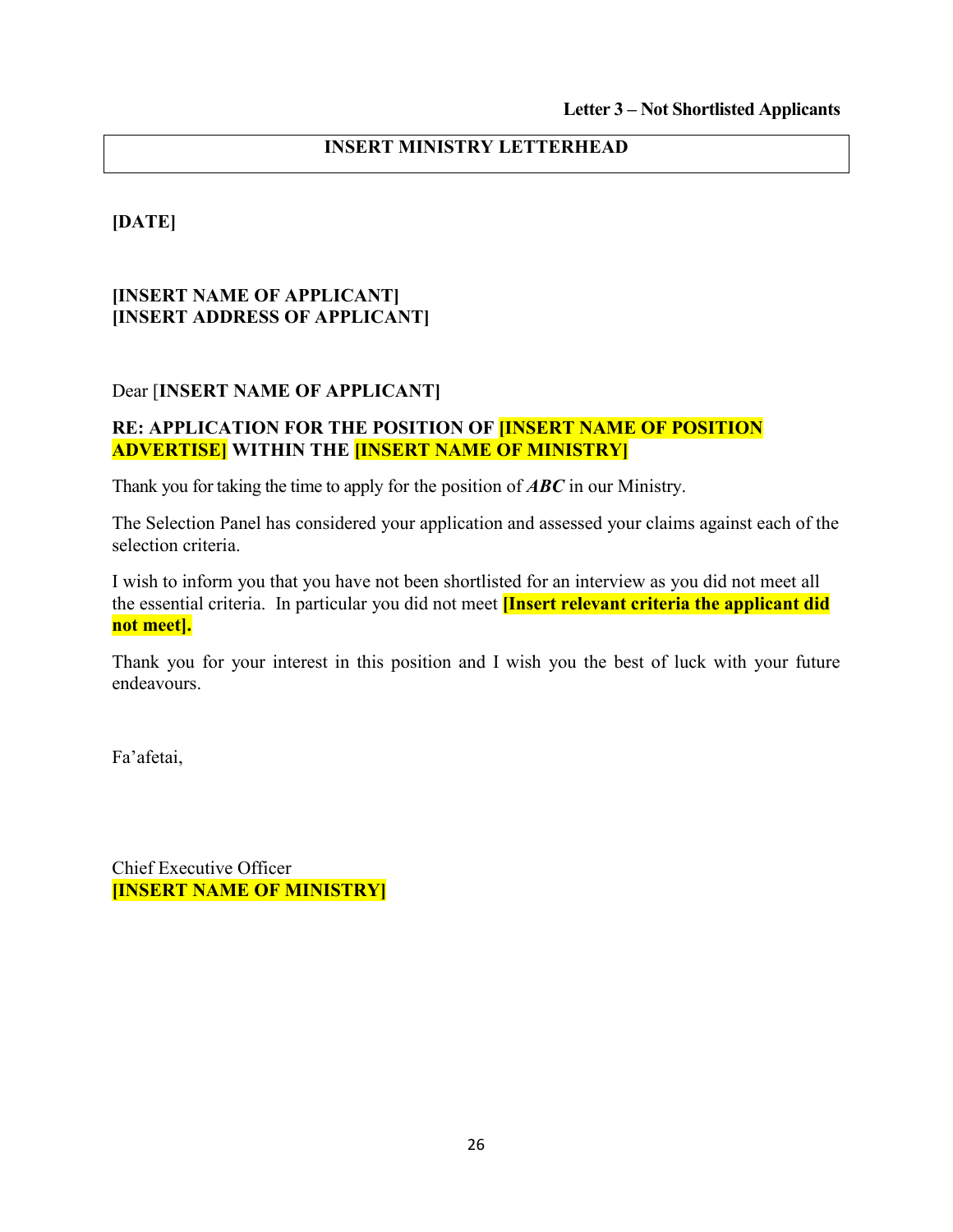**Letter 3 – Not Shortlisted Applicants**

| **INSERT MINISTRY LETTERHEAD** |
|---|

**[DATE]**

**[INSERT NAME OF APPLICANT]**
**[INSERT ADDRESS OF APPLICANT]**

Dear [**INSERT NAME OF APPLICANT]**

**RE: APPLICATION FOR THE POSITION OF [INSERT NAME OF POSITION ADVERTISE] WITHIN THE [INSERT NAME OF MINISTRY]**

Thank you for taking the time to apply for the position of ***ABC*** in our Ministry.

The Selection Panel has considered your application and assessed your claims against each of the selection criteria.

I wish to inform you that you have not been shortlisted for an interview as you did not meet all the essential criteria. In particular you did not meet **[Insert relevant criteria the applicant did not meet].**

Thank you for your interest in this position and I wish you the best of luck with your future endeavours.

Fa'afetai,

Chief Executive Officer
**[INSERT NAME OF MINISTRY]**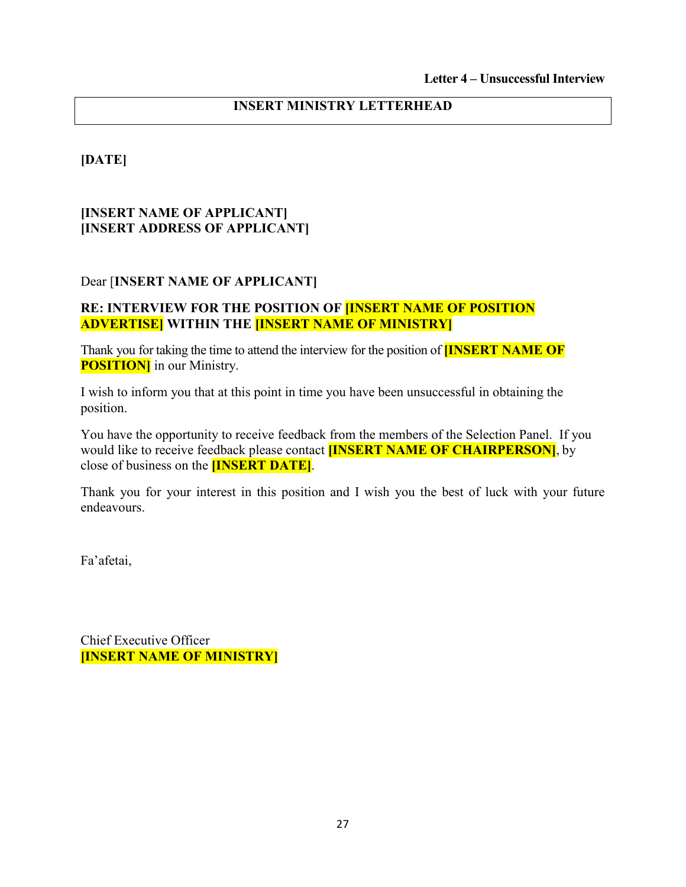**Letter 4 – Unsuccessful Interview**

**INSERT MINISTRY LETTERHEAD**

**[DATE]**

**[INSERT NAME OF APPLICANT]**
**[INSERT ADDRESS OF APPLICANT]**

Dear [**INSERT NAME OF APPLICANT]**

**RE: INTERVIEW FOR THE POSITION OF [INSERT NAME OF POSITION ADVERTISE] WITHIN THE [INSERT NAME OF MINISTRY]**

Thank you for taking the time to attend the interview for the position of **[INSERT NAME OF POSITION]** in our Ministry.

I wish to inform you that at this point in time you have been unsuccessful in obtaining the position.

You have the opportunity to receive feedback from the members of the Selection Panel. If you would like to receive feedback please contact **[INSERT NAME OF CHAIRPERSON]**, by close of business on the **[INSERT DATE]**.

Thank you for your interest in this position and I wish you the best of luck with your future endeavours.

Fa'afetai,

Chief Executive Officer
**[INSERT NAME OF MINISTRY]**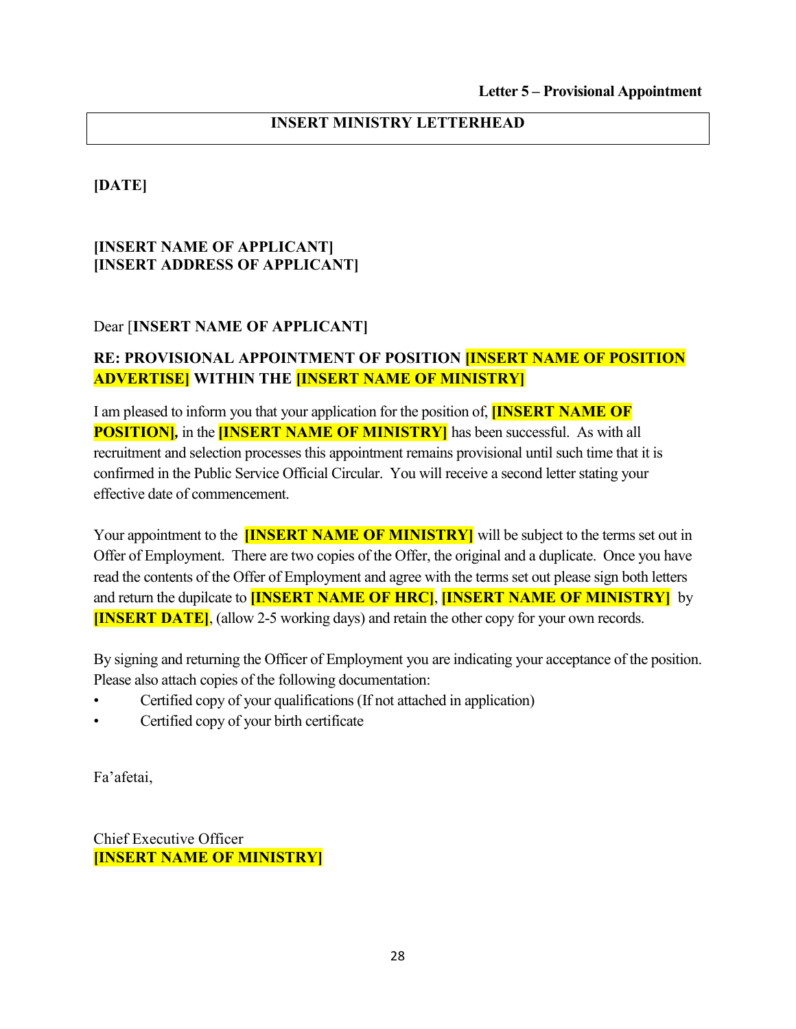**Letter 5 – Provisional Appointment**

**INSERT MINISTRY LETTERHEAD**

**[DATE]**

**[INSERT NAME OF APPLICANT]**
**[INSERT ADDRESS OF APPLICANT]**

Dear [**INSERT NAME OF APPLICANT]**

**RE: PROVISIONAL APPOINTMENT OF POSITION [INSERT NAME OF POSITION ADVERTISE] WITHIN THE [INSERT NAME OF MINISTRY]**

I am pleased to inform you that your application for the position of, **[INSERT NAME OF POSITION],** in the **[INSERT NAME OF MINISTRY]** has been successful. As with all recruitment and selection processes this appointment remains provisional until such time that it is confirmed in the Public Service Official Circular. You will receive a second letter stating your effective date of commencement.

Your appointment to the **[INSERT NAME OF MINISTRY]** will be subject to the terms set out in Offer of Employment. There are two copies of the Offer, the original and a duplicate. Once you have read the contents of the Offer of Employment and agree with the terms set out please sign both letters and return the dupilcate to **[INSERT NAME OF HRC]**, **[INSERT NAME OF MINISTRY]** by **[INSERT DATE]**, (allow 2-5 working days) and retain the other copy for your own records.

By signing and returning the Officer of Employment you are indicating your acceptance of the position. Please also attach copies of the following documentation:

- Certified copy of your qualifications (If not attached in application)
- Certified copy of your birth certificate

Fa'afetai,

Chief Executive Officer
**[INSERT NAME OF MINISTRY]**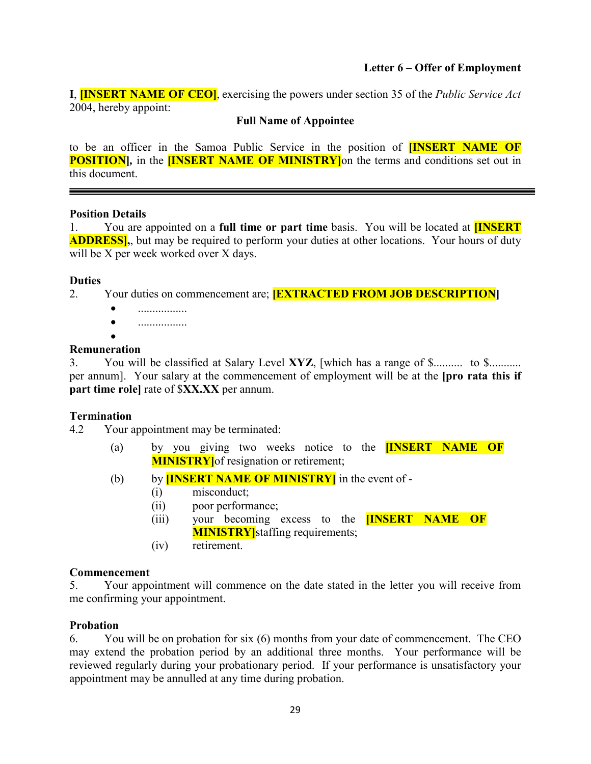**Letter 6 – Offer of Employment**

**I**, **[INSERT NAME OF CEO]**, exercising the powers under section 35 of the *Public Service Act* 2004, hereby appoint:

**Full Name of Appointee**

to be an officer in the Samoa Public Service in the position of **[INSERT NAME OF POSITION],** in the **[INSERT NAME OF MINISTRY]**on the terms and conditions set out in this document.

---

**Position Details**

1. You are appointed on a **full time or part time** basis. You will be located at **[INSERT ADDRESS],**, but may be required to perform your duties at other locations. Your hours of duty will be X per week worked over X days.

**Duties**

2. Your duties on commencement are; **[EXTRACTED FROM JOB DESCRIPTION]**
   - .................
   - .................
   -

**Remuneration**

3. You will be classified at Salary Level **XYZ**, [which has a range of $.......... to $........... per annum]. Your salary at the commencement of employment will be at the **[pro rata this if part time role]** rate of $**XX.XX** per annum.

**Termination**

4.2 Your appointment may be terminated:

(a) by you giving two weeks notice to the **[INSERT NAME OF MINISTRY]**of resignation or retirement;

(b) by **[INSERT NAME OF MINISTRY]** in the event of -

(i) misconduct;

(ii) poor performance;

(iii) your becoming excess to the **[INSERT NAME OF MINISTRY]**staffing requirements;

(iv) retirement.

**Commencement**

5. Your appointment will commence on the date stated in the letter you will receive from me confirming your appointment.

**Probation**

6. You will be on probation for six (6) months from your date of commencement. The CEO may extend the probation period by an additional three months. Your performance will be reviewed regularly during your probationary period. If your performance is unsatisfactory your appointment may be annulled at any time during probation.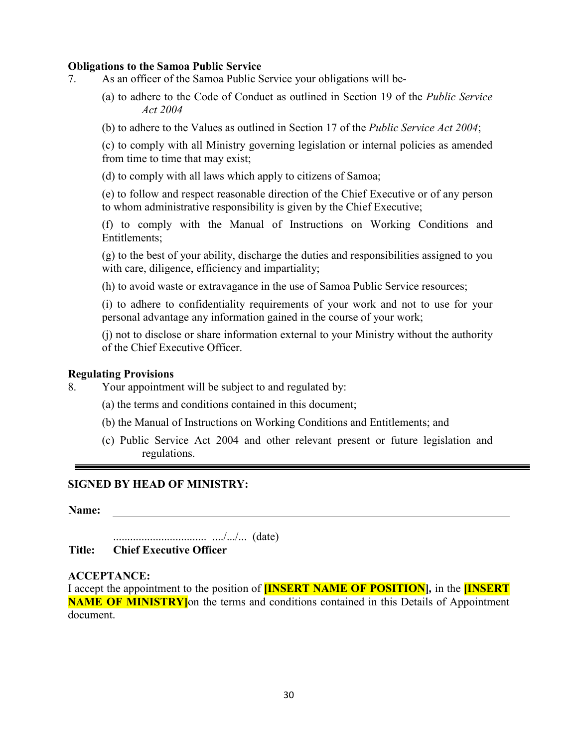**Obligations to the Samoa Public Service**

7. As an officer of the Samoa Public Service your obligations will be-

   (a) to adhere to the Code of Conduct as outlined in Section 19 of the *Public Service Act 2004*

   (b) to adhere to the Values as outlined in Section 17 of the *Public Service Act 2004*;

   (c) to comply with all Ministry governing legislation or internal policies as amended from time to time that may exist;

   (d) to comply with all laws which apply to citizens of Samoa;

   (e) to follow and respect reasonable direction of the Chief Executive or of any person to whom administrative responsibility is given by the Chief Executive;

   (f) to comply with the Manual of Instructions on Working Conditions and Entitlements;

   (g) to the best of your ability, discharge the duties and responsibilities assigned to you with care, diligence, efficiency and impartiality;

   (h) to avoid waste or extravagance in the use of Samoa Public Service resources;

   (i) to adhere to confidentiality requirements of your work and not to use for your personal advantage any information gained in the course of your work;

   (j) not to disclose or share information external to your Ministry without the authority of the Chief Executive Officer.

**Regulating Provisions**

8. Your appointment will be subject to and regulated by:

   (a) the terms and conditions contained in this document;

   (b) the Manual of Instructions on Working Conditions and Entitlements; and

   (c) Public Service Act 2004 and other relevant present or future legislation and regulations.

---

**SIGNED BY HEAD OF MINISTRY:**

**Name:** ______________________________________________

................................. ..../.../... (date)

**Title: Chief Executive Officer**

**ACCEPTANCE:**

I accept the appointment to the position of **[INSERT NAME OF POSITION]**, in the **[INSERT NAME OF MINISTRY]**on the terms and conditions contained in this Details of Appointment document.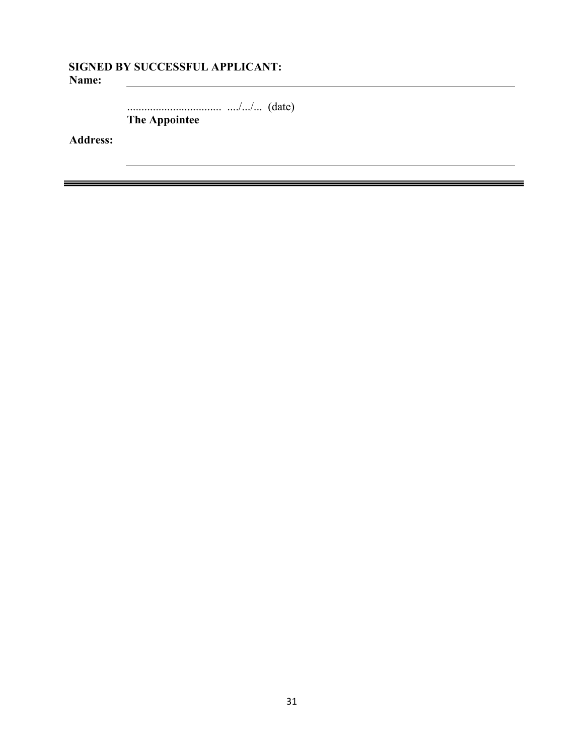**SIGNED BY SUCCESSFUL APPLICANT:**

**Name:** ______________________________________________

................................. ..../.../... (date)

**The Appointee**

**Address:**

______________________________________________

---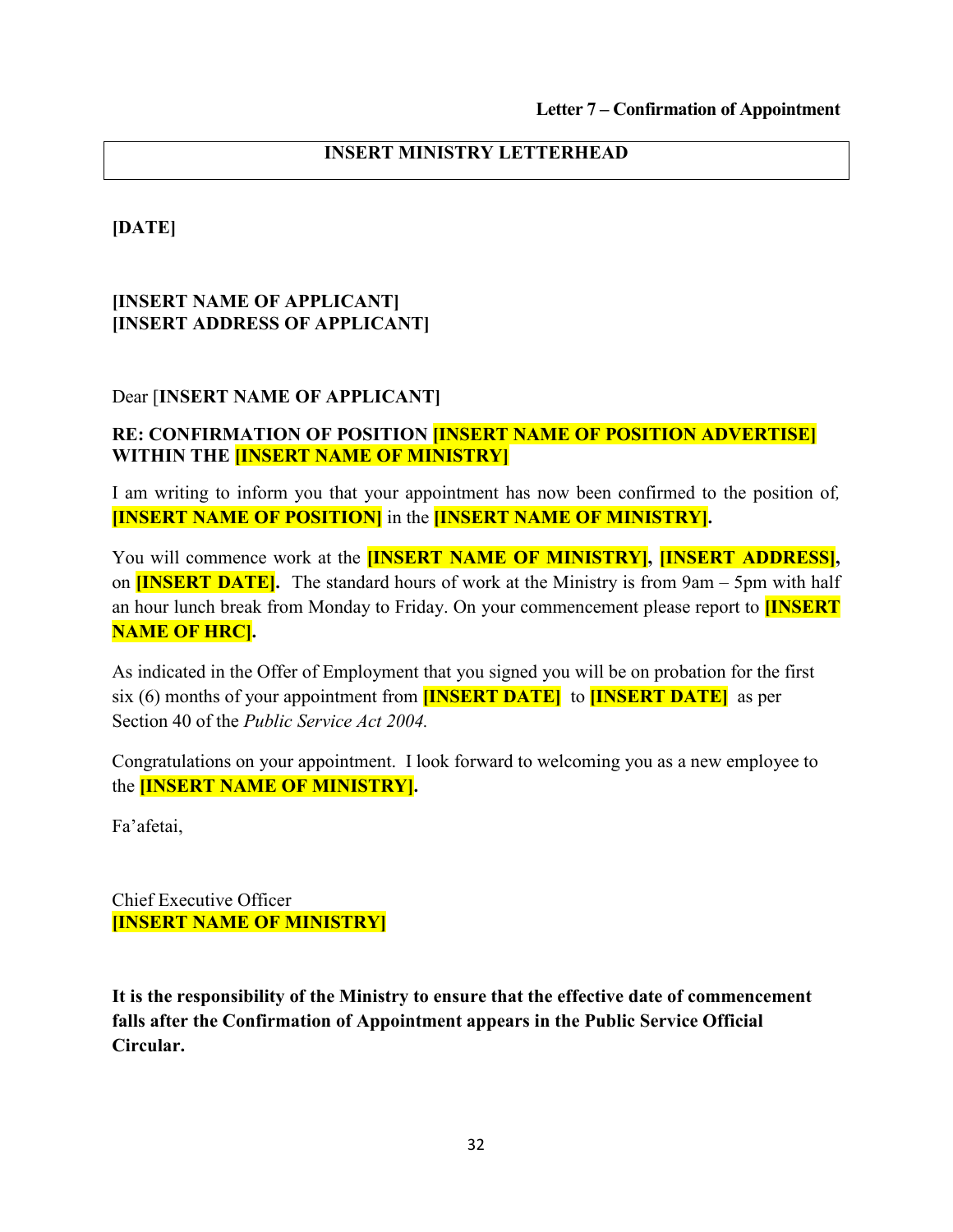**Letter 7 – Confirmation of Appointment**

**INSERT MINISTRY LETTERHEAD**

**[DATE]**

**[INSERT NAME OF APPLICANT]**
**[INSERT ADDRESS OF APPLICANT]**

Dear [**INSERT NAME OF APPLICANT]**

**RE: CONFIRMATION OF POSITION [INSERT NAME OF POSITION ADVERTISE] WITHIN THE [INSERT NAME OF MINISTRY]**

I am writing to inform you that your appointment has now been confirmed to the position of, **[INSERT NAME OF POSITION]** in the **[INSERT NAME OF MINISTRY].**

You will commence work at the **[INSERT NAME OF MINISTRY], [INSERT ADDRESS],** on **[INSERT DATE].** The standard hours of work at the Ministry is from 9am – 5pm with half an hour lunch break from Monday to Friday. On your commencement please report to **[INSERT NAME OF HRC].**

As indicated in the Offer of Employment that you signed you will be on probation for the first six (6) months of your appointment from **[INSERT DATE]** to **[INSERT DATE]** as per Section 40 of the *Public Service Act 2004.*

Congratulations on your appointment. I look forward to welcoming you as a new employee to the **[INSERT NAME OF MINISTRY].**

Fa'afetai,

Chief Executive Officer
**[INSERT NAME OF MINISTRY]**

**It is the responsibility of the Ministry to ensure that the effective date of commencement falls after the Confirmation of Appointment appears in the Public Service Official Circular.**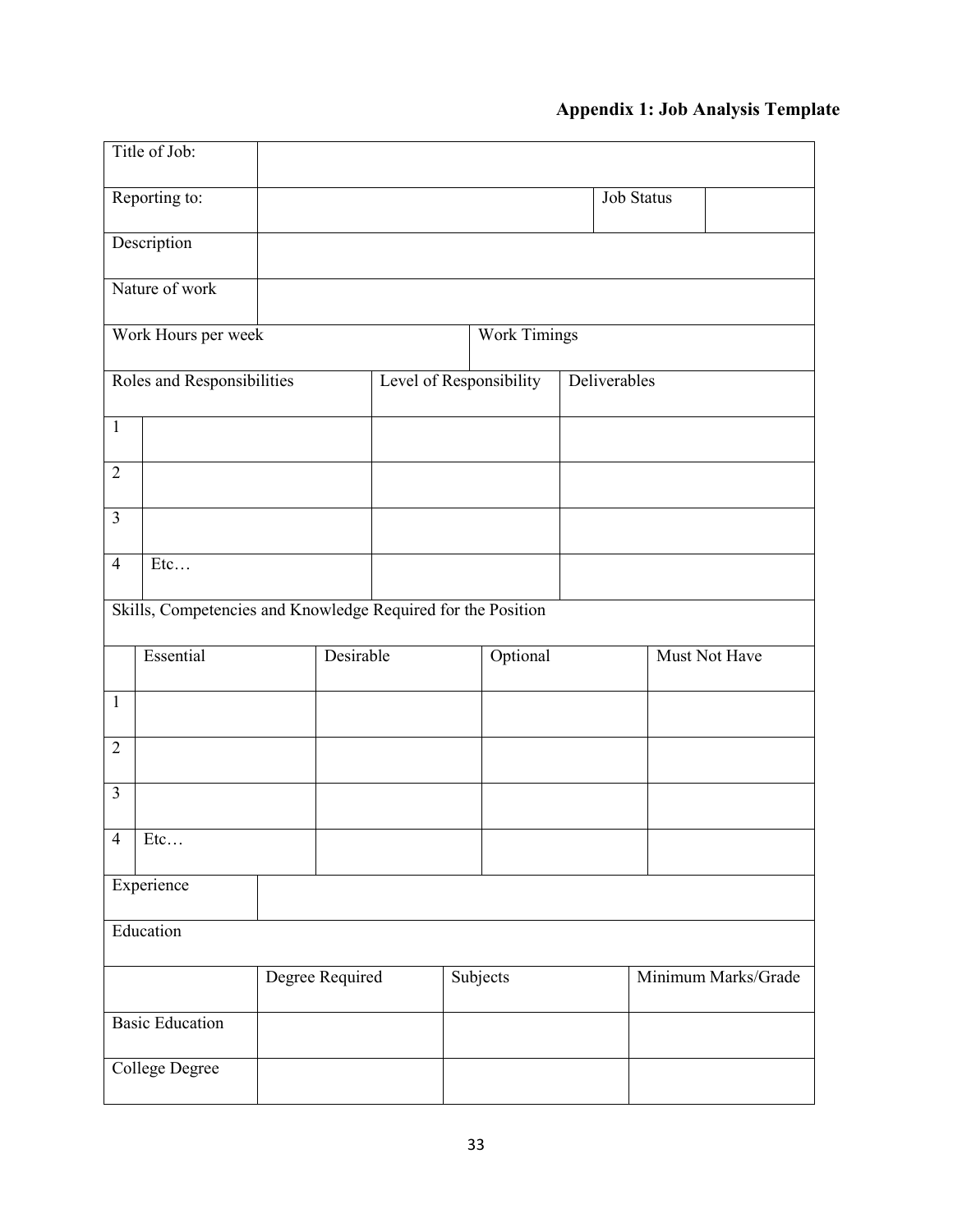## Appendix 1: Job Analysis Template

| Title of Job: | | | |
|---|---|---|---|
| Reporting to: | | Job Status | |
| Description | | | |
| Nature of work | | | |
| Work Hours per week | | Work Timings | |

| Roles and Responsibilities | | Level of Responsibility | Deliverables |
|---|---|---|---|
| 1 | | | |
| 2 | | | |
| 3 | | | |
| 4 | Etc… | | |

| Skills, Competencies and Knowledge Required for the Position | | | | |
|---|---|---|---|---|
| | Essential | Desirable | Optional | Must Not Have |
| 1 | | | | |
| 2 | | | | |
| 3 | | | | |
| 4 | Etc… | | | |

| Experience | | | |
|---|---|---|---|
| Education | | | |
| | Degree Required | Subjects | Minimum Marks/Grade |
| Basic Education | | | |
| College Degree | | | |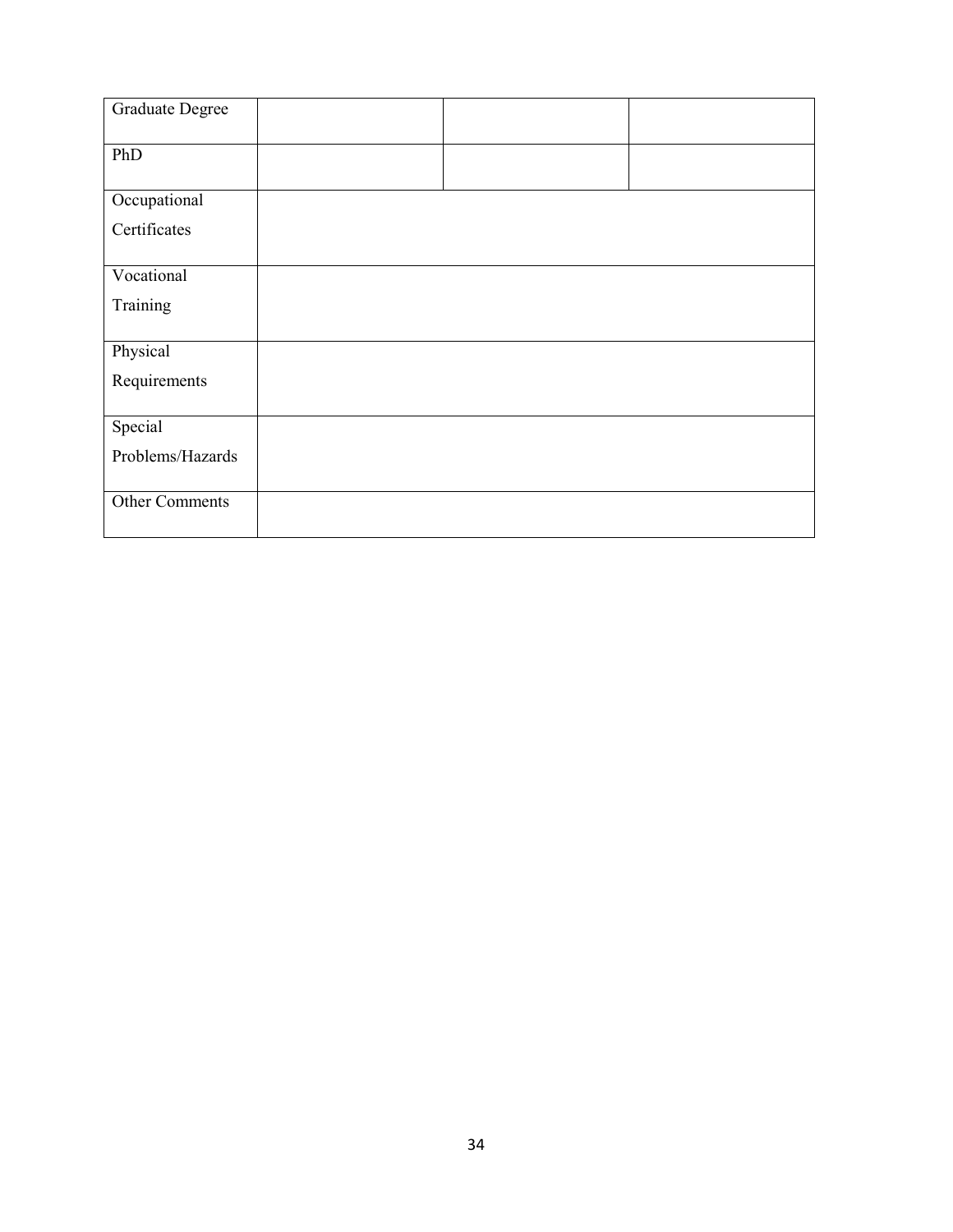| | | | |
|---|---|---|---|
| Graduate Degree | | | |
| PhD | | | |
| Occupational Certificates | | | |
| Vocational Training | | | |
| Physical Requirements | | | |
| Special Problems/Hazards | | | |
| Other Comments | | | |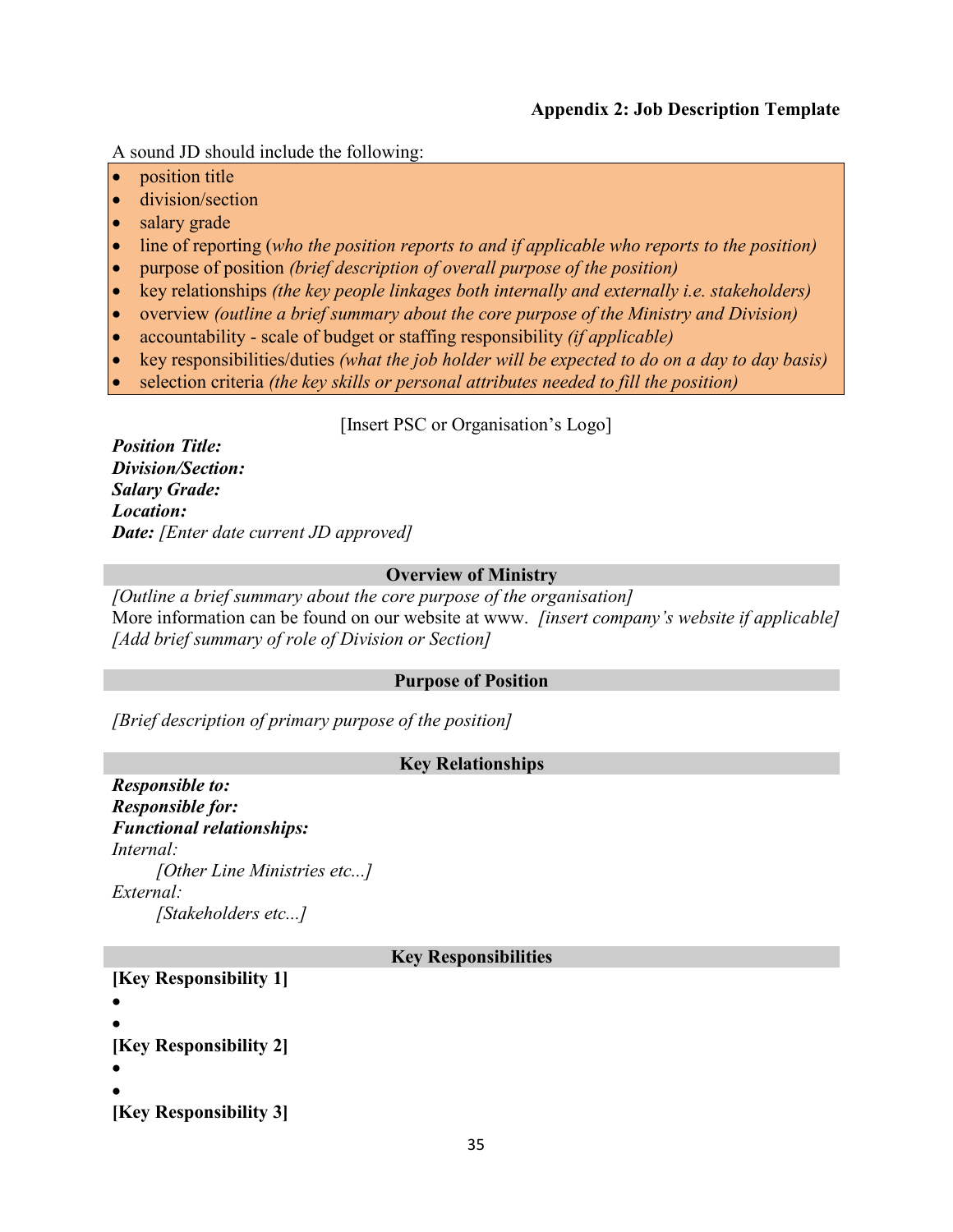**Appendix 2: Job Description Template**

A sound JD should include the following:

- position title
- division/section
- salary grade
- line of reporting (*who the position reports to and if applicable who reports to the position)*
- purpose of position *(brief description of overall purpose of the position)*
- key relationships *(the key people linkages both internally and externally i.e. stakeholders)*
- overview *(outline a brief summary about the core purpose of the Ministry and Division)*
- accountability - scale of budget or staffing responsibility *(if applicable)*
- key responsibilities/duties *(what the job holder will be expected to do on a day to day basis)*
- selection criteria *(the key skills or personal attributes needed to fill the position)*

[Insert PSC or Organisation's Logo]

***Position Title:***
***Division/Section:***
***Salary Grade:***
***Location:***
***Date:*** *[Enter date current JD approved]*

## Overview of Ministry

*[Outline a brief summary about the core purpose of the organisation]*
More information can be found on our website at www. *[insert company's website if applicable]*
*[Add brief summary of role of Division or Section]*

## Purpose of Position

*[Brief description of primary purpose of the position]*

## Key Relationships

***Responsible to:***
***Responsible for:***
***Functional relationships:***
*Internal:*
    *[Other Line Ministries etc...]*
*External:*
    *[Stakeholders etc...]*

## Key Responsibilities

**[Key Responsibility 1]**

- 
- 

**[Key Responsibility 2]**

- 
- 

**[Key Responsibility 3]**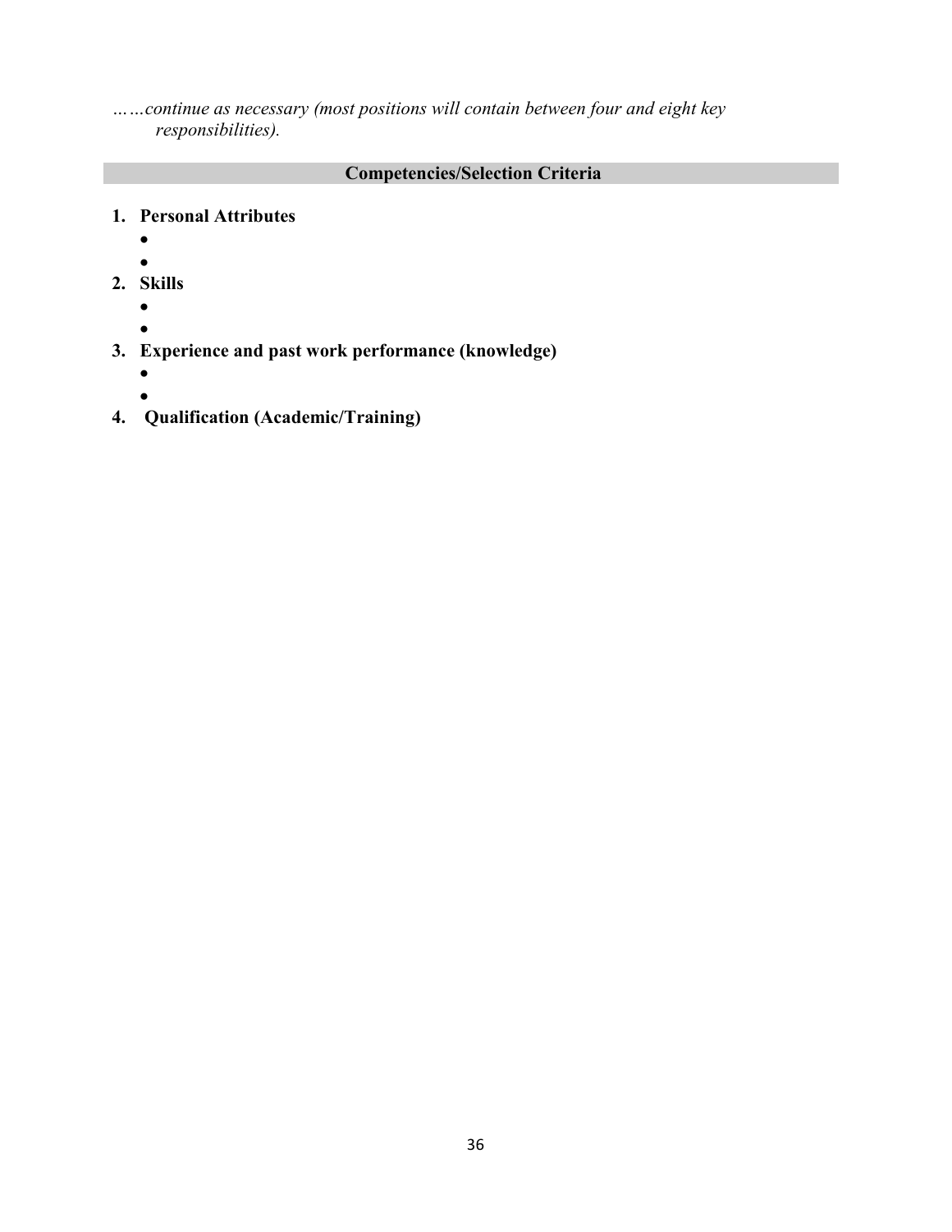*……continue as necessary (most positions will contain between four and eight key responsibilities).*

## Competencies/Selection Criteria

1. **Personal Attributes**
   - 
   - 
2. **Skills**
   - 
   - 
3. **Experience and past work performance (knowledge)**
   - 
   - 
4. **Qualification (Academic/Training)**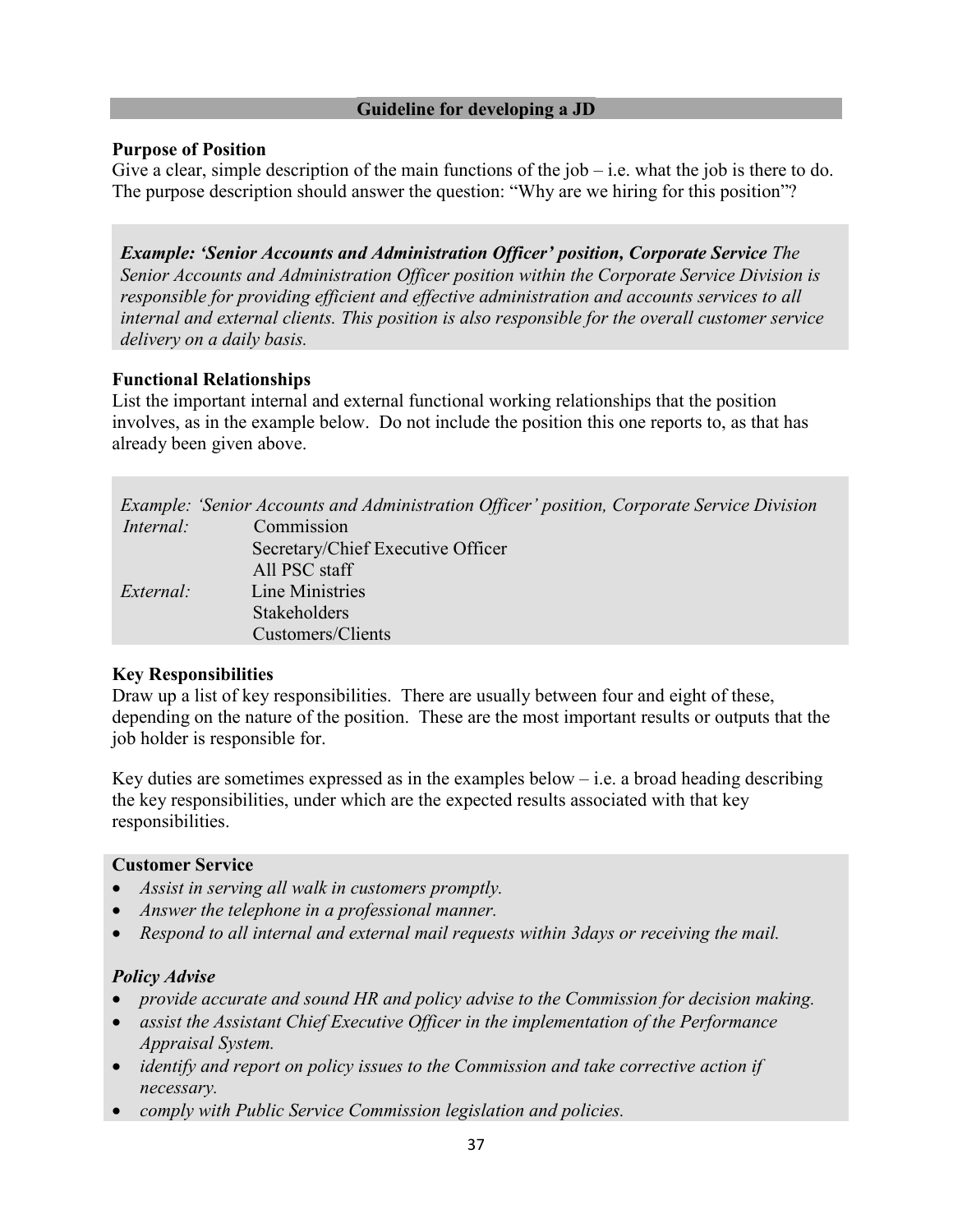## Guideline for developing a JD

**Purpose of Position**

Give a clear, simple description of the main functions of the job – i.e. what the job is there to do. The purpose description should answer the question: "Why are we hiring for this position"?

> ***Example: 'Senior Accounts and Administration Officer' position, Corporate Service*** *The Senior Accounts and Administration Officer position within the Corporate Service Division is responsible for providing efficient and effective administration and accounts services to all internal and external clients. This position is also responsible for the overall customer service delivery on a daily basis.*

**Functional Relationships**

List the important internal and external functional working relationships that the position involves, as in the example below. Do not include the position this one reports to, as that has already been given above.

> *Example: 'Senior Accounts and Administration Officer' position, Corporate Service Division*
>
> | | |
> |---|---|
> | *Internal:* | Commission |
> | | Secretary/Chief Executive Officer |
> | | All PSC staff |
> | *External:* | Line Ministries |
> | | Stakeholders |
> | | Customers/Clients |

**Key Responsibilities**

Draw up a list of key responsibilities. There are usually between four and eight of these, depending on the nature of the position. These are the most important results or outputs that the job holder is responsible for.

Key duties are sometimes expressed as in the examples below – i.e. a broad heading describing the key responsibilities, under which are the expected results associated with that key responsibilities.

> **Customer Service**
>
> - *Assist in serving all walk in customers promptly.*
> - *Answer the telephone in a professional manner.*
> - *Respond to all internal and external mail requests within 3days or receiving the mail.*
>
> ***Policy Advise***
>
> - *provide accurate and sound HR and policy advise to the Commission for decision making.*
> - *assist the Assistant Chief Executive Officer in the implementation of the Performance Appraisal System.*
> - *identify and report on policy issues to the Commission and take corrective action if necessary.*
> - *comply with Public Service Commission legislation and policies.*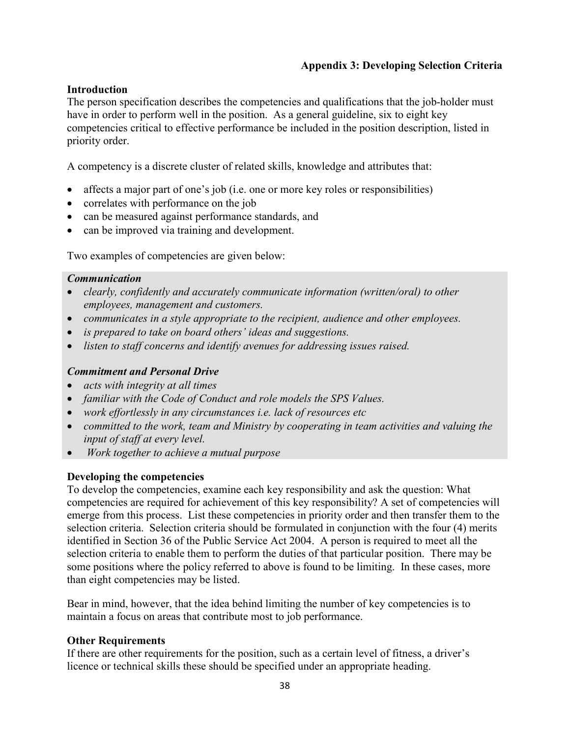# Appendix 3: Developing Selection Criteria

## Introduction

The person specification describes the competencies and qualifications that the job-holder must have in order to perform well in the position. As a general guideline, six to eight key competencies critical to effective performance be included in the position description, listed in priority order.

A competency is a discrete cluster of related skills, knowledge and attributes that:

- affects a major part of one's job (i.e. one or more key roles or responsibilities)
- correlates with performance on the job
- can be measured against performance standards, and
- can be improved via training and development.

Two examples of competencies are given below:

***Communication***

- *clearly, confidently and accurately communicate information (written/oral) to other employees, management and customers.*
- *communicates in a style appropriate to the recipient, audience and other employees.*
- *is prepared to take on board others' ideas and suggestions.*
- *listen to staff concerns and identify avenues for addressing issues raised.*

***Commitment and Personal Drive***

- *acts with integrity at all times*
- *familiar with the Code of Conduct and role models the SPS Values.*
- *work effortlessly in any circumstances i.e. lack of resources etc*
- *committed to the work, team and Ministry by cooperating in team activities and valuing the input of staff at every level.*
- *Work together to achieve a mutual purpose*

## Developing the competencies

To develop the competencies, examine each key responsibility and ask the question: What competencies are required for achievement of this key responsibility? A set of competencies will emerge from this process. List these competencies in priority order and then transfer them to the selection criteria. Selection criteria should be formulated in conjunction with the four (4) merits identified in Section 36 of the Public Service Act 2004. A person is required to meet all the selection criteria to enable them to perform the duties of that particular position. There may be some positions where the policy referred to above is found to be limiting. In these cases, more than eight competencies may be listed.

Bear in mind, however, that the idea behind limiting the number of key competencies is to maintain a focus on areas that contribute most to job performance.

## Other Requirements

If there are other requirements for the position, such as a certain level of fitness, a driver's licence or technical skills these should be specified under an appropriate heading.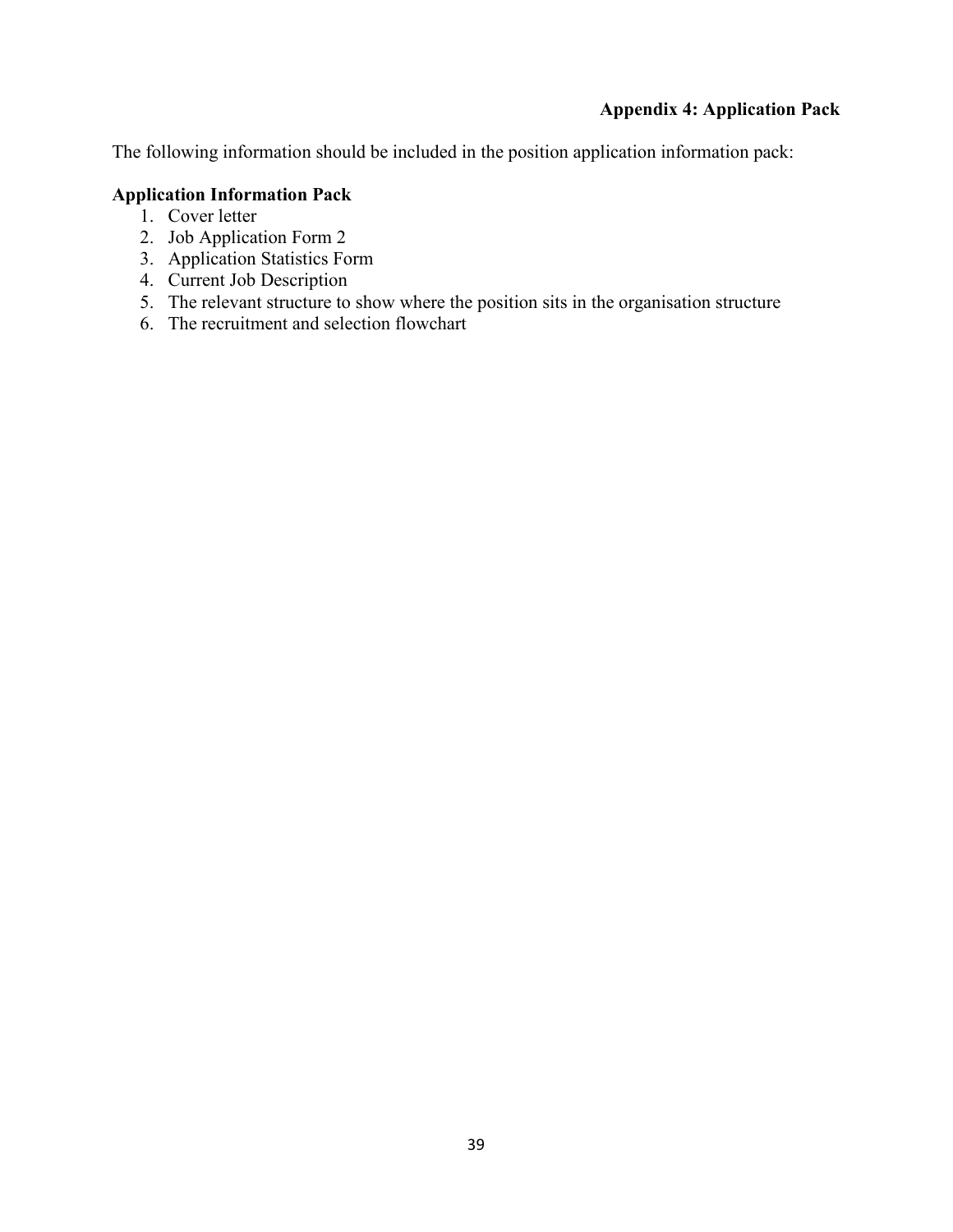## Appendix 4: Application Pack

The following information should be included in the position application information pack:

**Application Information Pack**

1. Cover letter
2. Job Application Form 2
3. Application Statistics Form
4. Current Job Description
5. The relevant structure to show where the position sits in the organisation structure
6. The recruitment and selection flowchart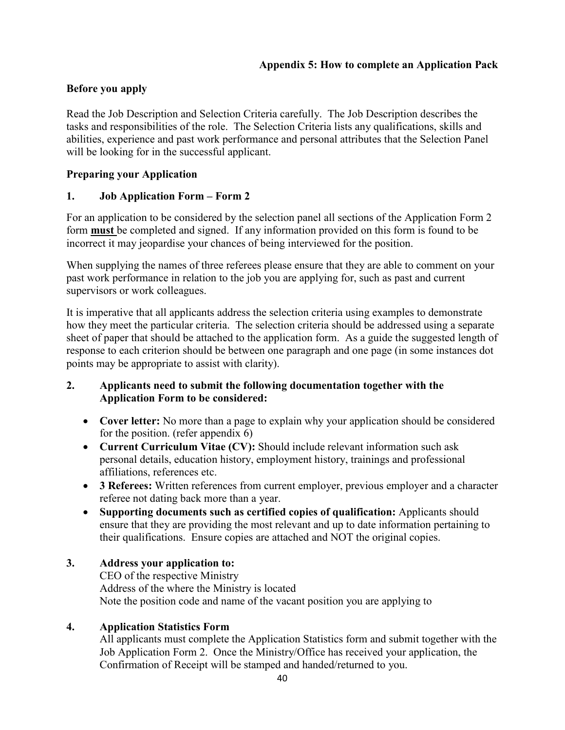**Appendix 5: How to complete an Application Pack**

**Before you apply**

Read the Job Description and Selection Criteria carefully. The Job Description describes the tasks and responsibilities of the role. The Selection Criteria lists any qualifications, skills and abilities, experience and past work performance and personal attributes that the Selection Panel will be looking for in the successful applicant.

**Preparing your Application**

**1. Job Application Form – Form 2**

For an application to be considered by the selection panel all sections of the Application Form 2 form **must** be completed and signed. If any information provided on this form is found to be incorrect it may jeopardise your chances of being interviewed for the position.

When supplying the names of three referees please ensure that they are able to comment on your past work performance in relation to the job you are applying for, such as past and current supervisors or work colleagues.

It is imperative that all applicants address the selection criteria using examples to demonstrate how they meet the particular criteria. The selection criteria should be addressed using a separate sheet of paper that should be attached to the application form. As a guide the suggested length of response to each criterion should be between one paragraph and one page (in some instances dot points may be appropriate to assist with clarity).

**2. Applicants need to submit the following documentation together with the Application Form to be considered:**

- **Cover letter:** No more than a page to explain why your application should be considered for the position. (refer appendix 6)
- **Current Curriculum Vitae (CV):** Should include relevant information such ask personal details, education history, employment history, trainings and professional affiliations, references etc.
- **3 Referees:** Written references from current employer, previous employer and a character referee not dating back more than a year.
- **Supporting documents such as certified copies of qualification:** Applicants should ensure that they are providing the most relevant and up to date information pertaining to their qualifications. Ensure copies are attached and NOT the original copies.

**3. Address your application to:**

CEO of the respective Ministry
Address of the where the Ministry is located
Note the position code and name of the vacant position you are applying to

**4. Application Statistics Form**

All applicants must complete the Application Statistics form and submit together with the Job Application Form 2. Once the Ministry/Office has received your application, the Confirmation of Receipt will be stamped and handed/returned to you.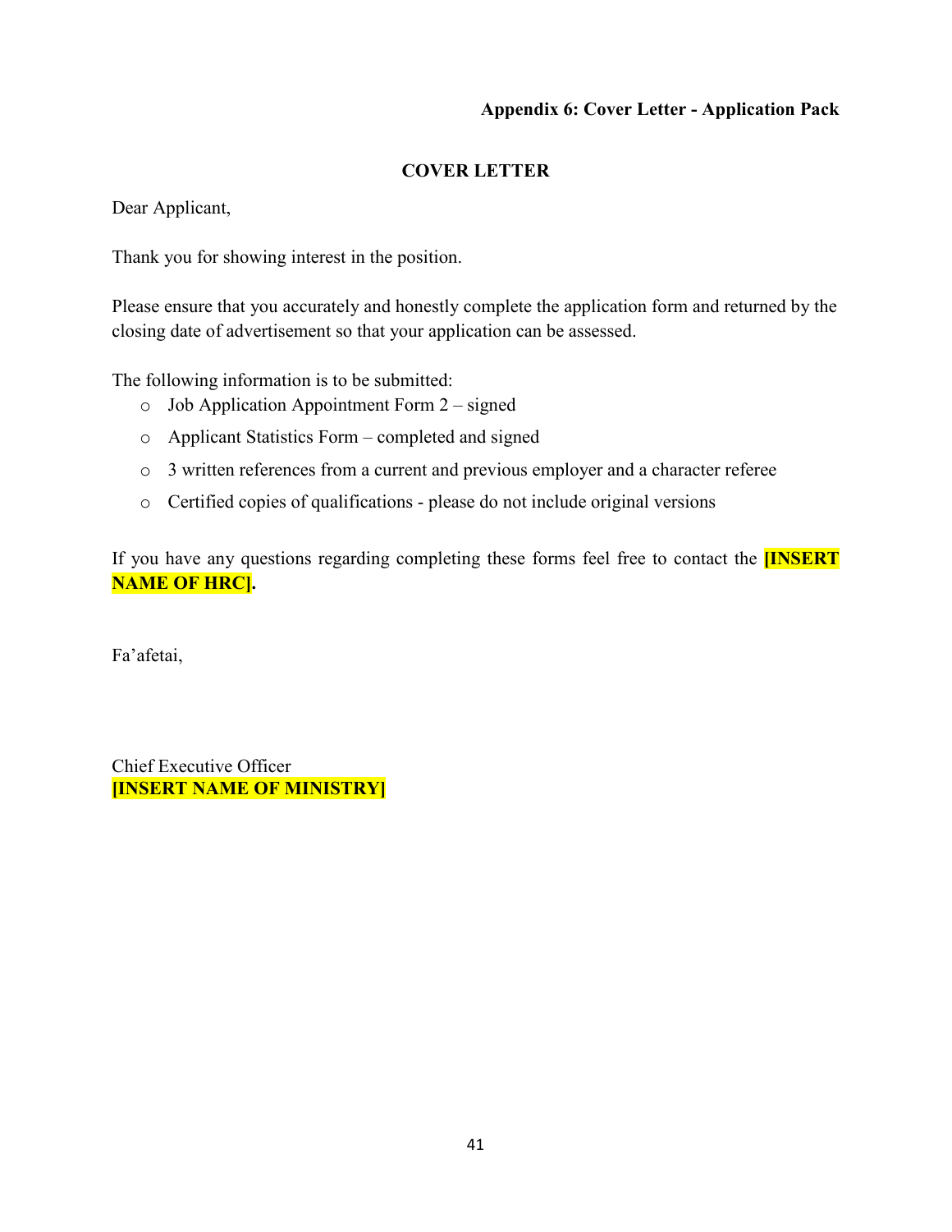**Appendix 6: Cover Letter - Application Pack**

## COVER LETTER

Dear Applicant,

Thank you for showing interest in the position.

Please ensure that you accurately and honestly complete the application form and returned by the closing date of advertisement so that your application can be assessed.

The following information is to be submitted:

- Job Application Appointment Form 2 – signed
- Applicant Statistics Form – completed and signed
- 3 written references from a current and previous employer and a character referee
- Certified copies of qualifications - please do not include original versions

If you have any questions regarding completing these forms feel free to contact the **[INSERT NAME OF HRC].**

Fa'afetai,

Chief Executive Officer
**[INSERT NAME OF MINISTRY]**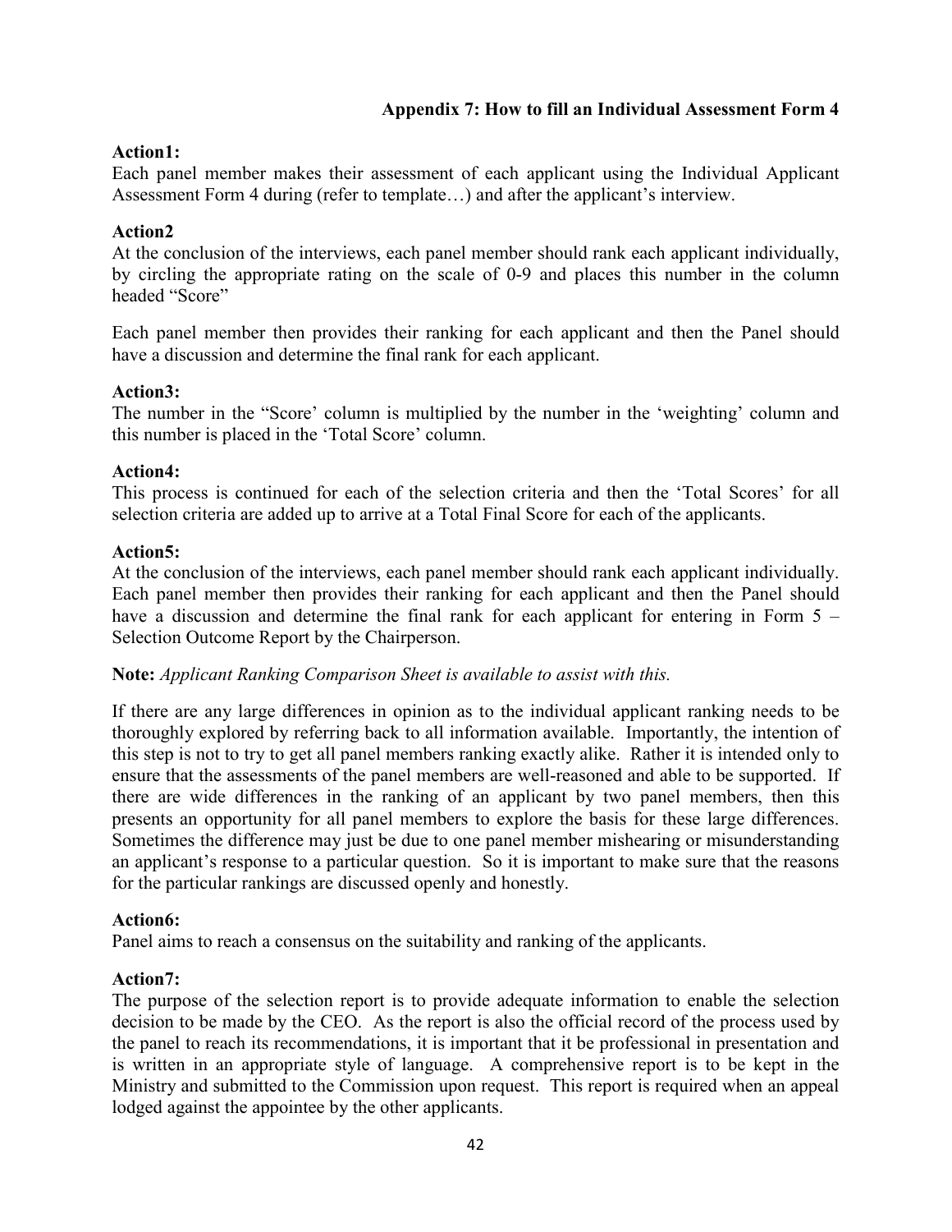## Appendix 7: How to fill an Individual Assessment Form 4

**Action1:**

Each panel member makes their assessment of each applicant using the Individual Applicant Assessment Form 4 during (refer to template…) and after the applicant's interview.

**Action2**

At the conclusion of the interviews, each panel member should rank each applicant individually, by circling the appropriate rating on the scale of 0-9 and places this number in the column headed "Score"

Each panel member then provides their ranking for each applicant and then the Panel should have a discussion and determine the final rank for each applicant.

**Action3:**

The number in the "Score' column is multiplied by the number in the 'weighting' column and this number is placed in the 'Total Score' column.

**Action4:**

This process is continued for each of the selection criteria and then the 'Total Scores' for all selection criteria are added up to arrive at a Total Final Score for each of the applicants.

**Action5:**

At the conclusion of the interviews, each panel member should rank each applicant individually. Each panel member then provides their ranking for each applicant and then the Panel should have a discussion and determine the final rank for each applicant for entering in Form 5 – Selection Outcome Report by the Chairperson.

**Note:** *Applicant Ranking Comparison Sheet is available to assist with this.*

If there are any large differences in opinion as to the individual applicant ranking needs to be thoroughly explored by referring back to all information available. Importantly, the intention of this step is not to try to get all panel members ranking exactly alike. Rather it is intended only to ensure that the assessments of the panel members are well-reasoned and able to be supported. If there are wide differences in the ranking of an applicant by two panel members, then this presents an opportunity for all panel members to explore the basis for these large differences. Sometimes the difference may just be due to one panel member mishearing or misunderstanding an applicant's response to a particular question. So it is important to make sure that the reasons for the particular rankings are discussed openly and honestly.

**Action6:**

Panel aims to reach a consensus on the suitability and ranking of the applicants.

**Action7:**

The purpose of the selection report is to provide adequate information to enable the selection decision to be made by the CEO. As the report is also the official record of the process used by the panel to reach its recommendations, it is important that it be professional in presentation and is written in an appropriate style of language. A comprehensive report is to be kept in the Ministry and submitted to the Commission upon request. This report is required when an appeal lodged against the appointee by the other applicants.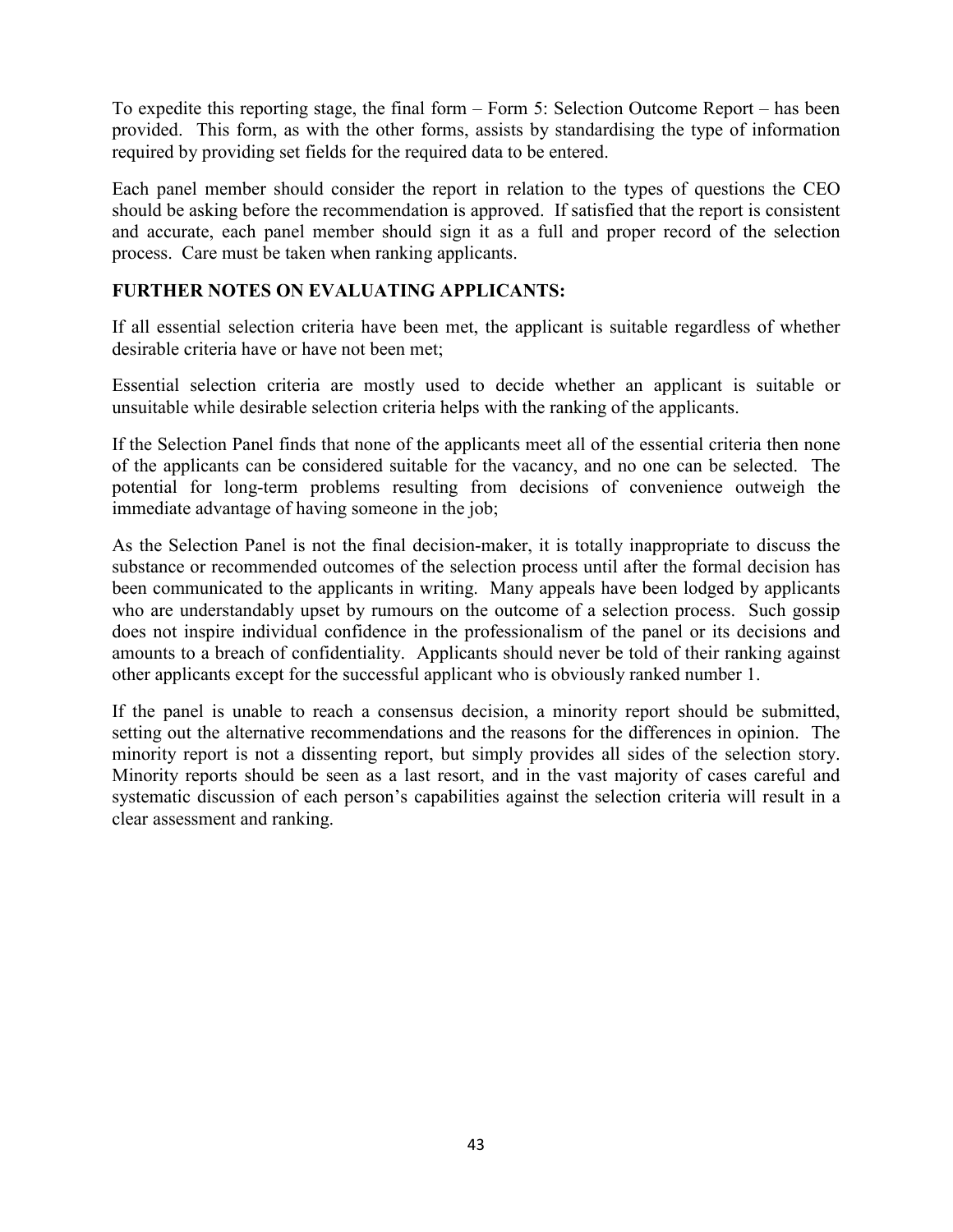To expedite this reporting stage, the final form – Form 5: Selection Outcome Report – has been provided. This form, as with the other forms, assists by standardising the type of information required by providing set fields for the required data to be entered.

Each panel member should consider the report in relation to the types of questions the CEO should be asking before the recommendation is approved. If satisfied that the report is consistent and accurate, each panel member should sign it as a full and proper record of the selection process. Care must be taken when ranking applicants.

**FURTHER NOTES ON EVALUATING APPLICANTS:**

If all essential selection criteria have been met, the applicant is suitable regardless of whether desirable criteria have or have not been met;

Essential selection criteria are mostly used to decide whether an applicant is suitable or unsuitable while desirable selection criteria helps with the ranking of the applicants.

If the Selection Panel finds that none of the applicants meet all of the essential criteria then none of the applicants can be considered suitable for the vacancy, and no one can be selected. The potential for long-term problems resulting from decisions of convenience outweigh the immediate advantage of having someone in the job;

As the Selection Panel is not the final decision-maker, it is totally inappropriate to discuss the substance or recommended outcomes of the selection process until after the formal decision has been communicated to the applicants in writing. Many appeals have been lodged by applicants who are understandably upset by rumours on the outcome of a selection process. Such gossip does not inspire individual confidence in the professionalism of the panel or its decisions and amounts to a breach of confidentiality. Applicants should never be told of their ranking against other applicants except for the successful applicant who is obviously ranked number 1.

If the panel is unable to reach a consensus decision, a minority report should be submitted, setting out the alternative recommendations and the reasons for the differences in opinion. The minority report is not a dissenting report, but simply provides all sides of the selection story. Minority reports should be seen as a last resort, and in the vast majority of cases careful and systematic discussion of each person's capabilities against the selection criteria will result in a clear assessment and ranking.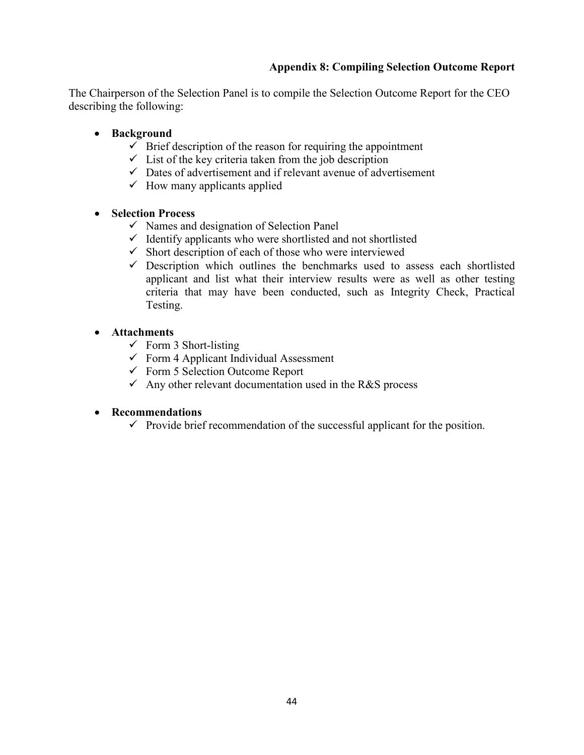### Appendix 8: Compiling Selection Outcome Report

The Chairperson of the Selection Panel is to compile the Selection Outcome Report for the CEO describing the following:

- **Background**
  - ✓ Brief description of the reason for requiring the appointment
  - ✓ List of the key criteria taken from the job description
  - ✓ Dates of advertisement and if relevant avenue of advertisement
  - ✓ How many applicants applied

- **Selection Process**
  - ✓ Names and designation of Selection Panel
  - ✓ Identify applicants who were shortlisted and not shortlisted
  - ✓ Short description of each of those who were interviewed
  - ✓ Description which outlines the benchmarks used to assess each shortlisted applicant and list what their interview results were as well as other testing criteria that may have been conducted, such as Integrity Check, Practical Testing.

- **Attachments**
  - ✓ Form 3 Short-listing
  - ✓ Form 4 Applicant Individual Assessment
  - ✓ Form 5 Selection Outcome Report
  - ✓ Any other relevant documentation used in the R&S process

- **Recommendations**
  - ✓ Provide brief recommendation of the successful applicant for the position.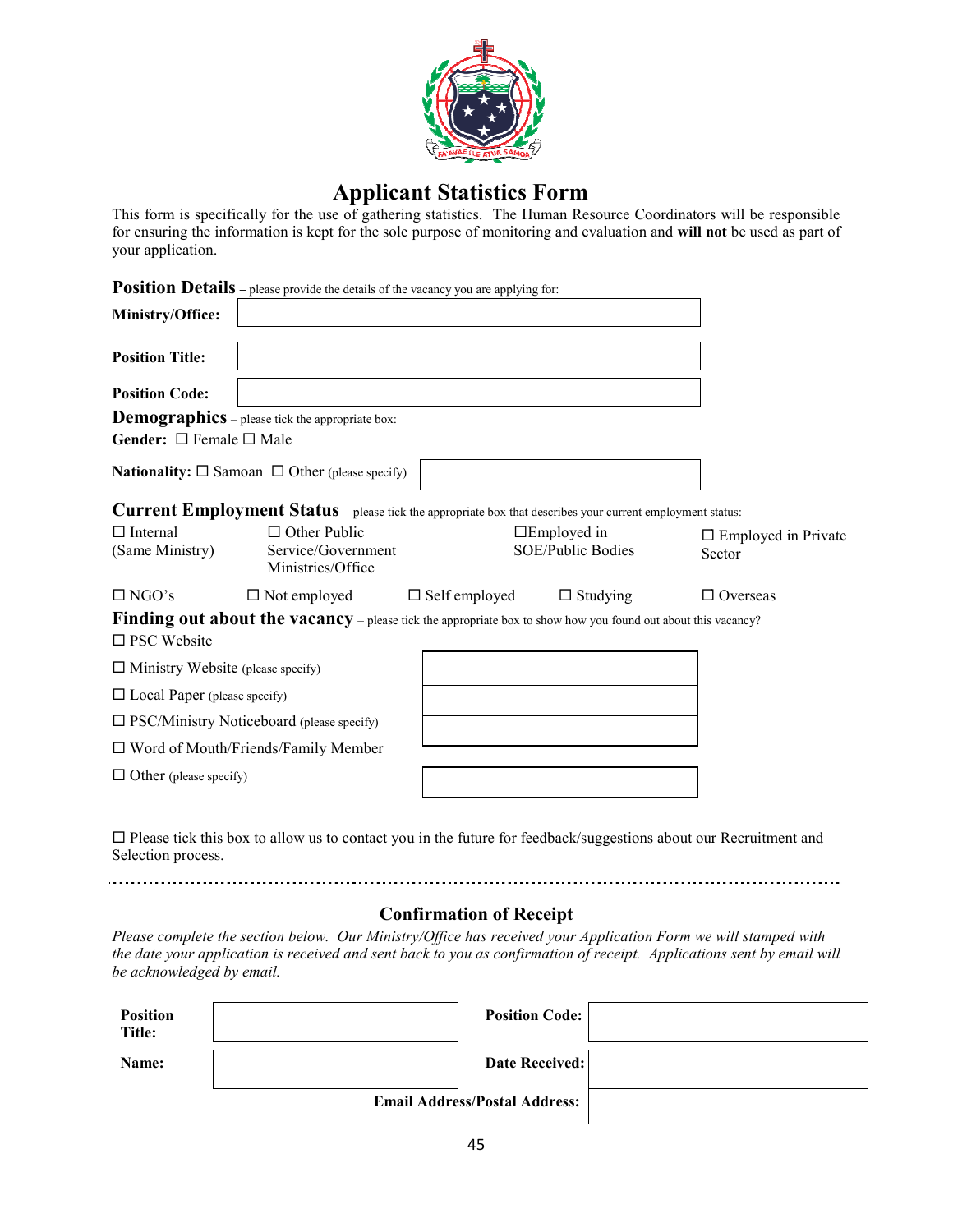# Applicant Statistics Form

This form is specifically for the use of gathering statistics. The Human Resource Coordinators will be responsible for ensuring the information is kept for the sole purpose of monitoring and evaluation and **will not** be used as part of your application.

**Position Details** – please provide the details of the vacancy you are applying for:

| | |
|---|---|
| **Ministry/Office:** | |
| **Position Title:** | |
| **Position Code:** | |

**Demographics** – please tick the appropriate box:

**Gender:** ☐ Female ☐ Male

**Nationality:** ☐ Samoan ☐ Other (please specify) ____________

**Current Employment Status** – please tick the appropriate box that describes your current employment status:

☐ Internal (Same Ministry)

☐ Other Public Service/Government Ministries/Office

☐ Employed in SOE/Public Bodies

☐ Employed in Private Sector

☐ NGO's

☐ Not employed

☐ Self employed

☐ Studying

☐ Overseas

**Finding out about the vacancy** – please tick the appropriate box to show how you found out about this vacancy?

☐ PSC Website

☐ Ministry Website (please specify) ____________

☐ Local Paper (please specify) ____________

☐ PSC/Ministry Noticeboard (please specify) ____________

☐ Word of Mouth/Friends/Family Member

☐ Other (please specify) ____________

☐ Please tick this box to allow us to contact you in the future for feedback/suggestions about our Recruitment and Selection process.

---

## Confirmation of Receipt

*Please complete the section below. Our Ministry/Office has received your Application Form we will stamped with the date your application is received and sent back to you as confirmation of receipt. Applications sent by email will be acknowledged by email.*

| | | | |
|---|---|---|---|
| **Position Title:** | | **Position Code:** | |
| **Name:** | | **Date Received:** | |
| | | **Email Address/Postal Address:** | |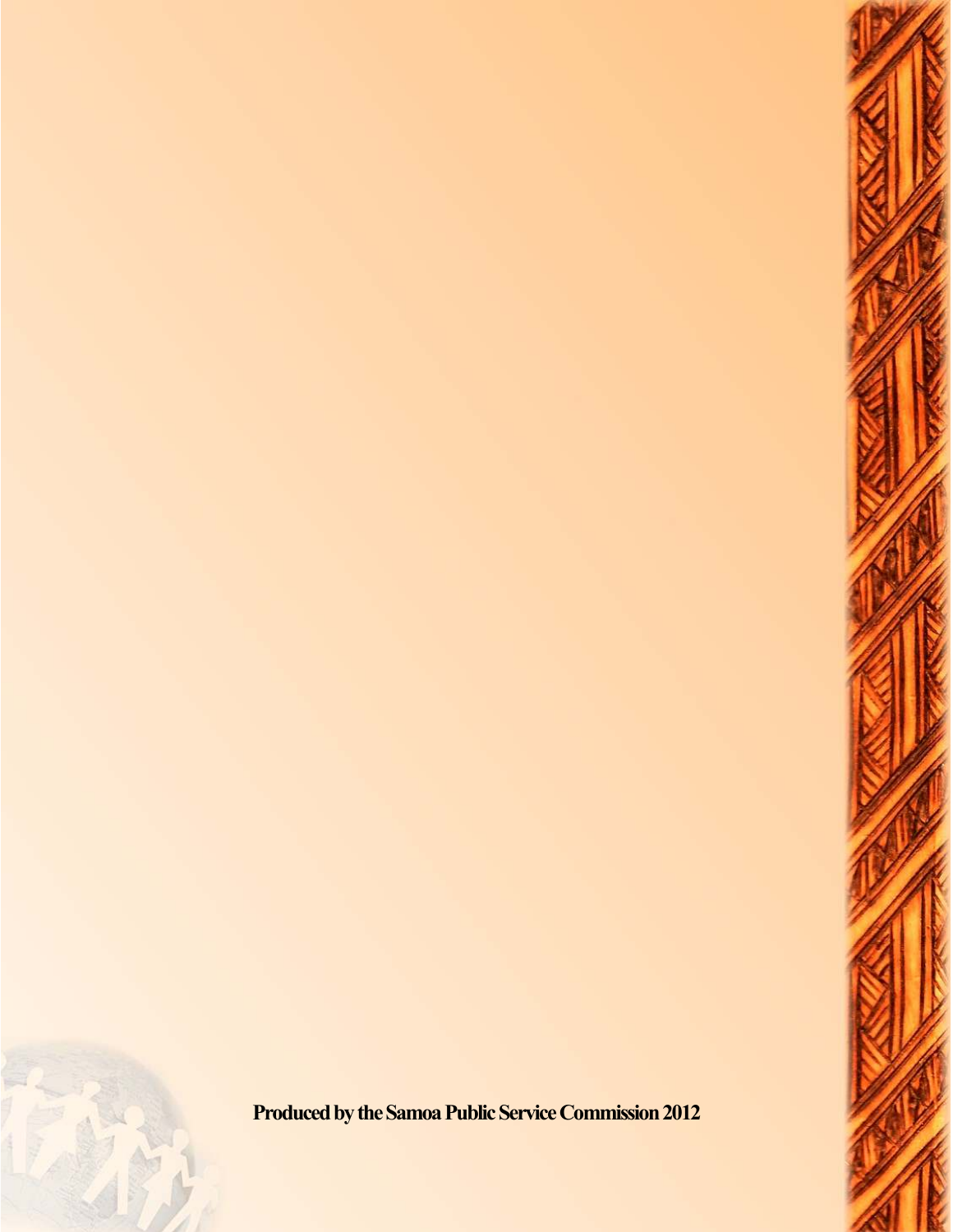**Produced by the Samoa Public Service Commission 2012**